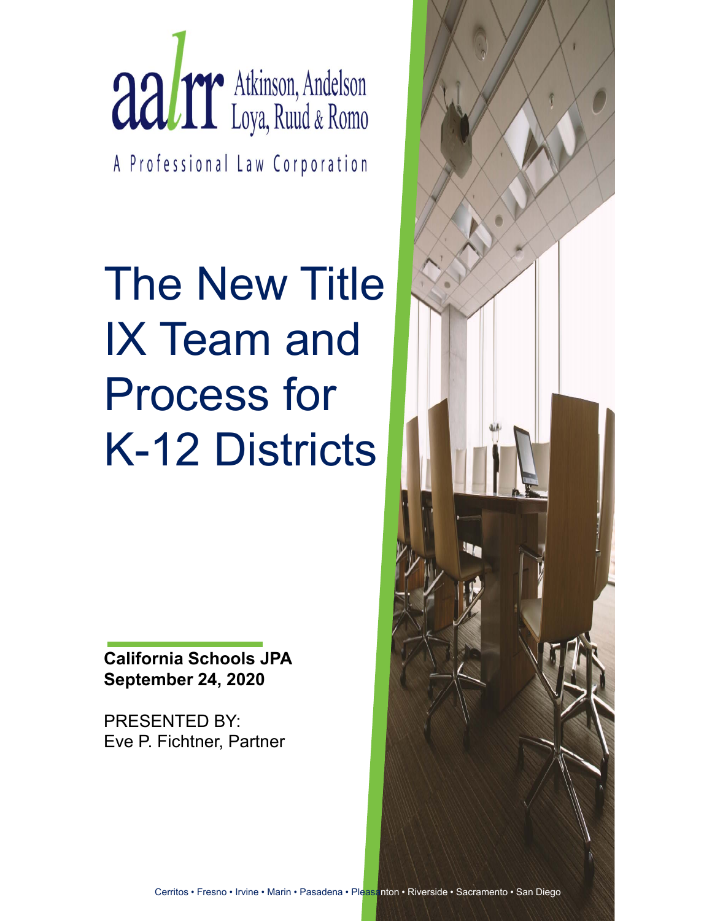aalrr Atkinson, Andelson Loya, Ruud & Romo

A Professional Law Corporation

# The New Title IX Team and Process for K-12 Districts

**California Schools JPA**
**September 24, 2020**

PRESENTED BY:
Eve P. Fichtner, Partner

Cerritos • Fresno • Irvine • Marin • Pasadena • Pleasanton • Riverside • Sacramento • San Diego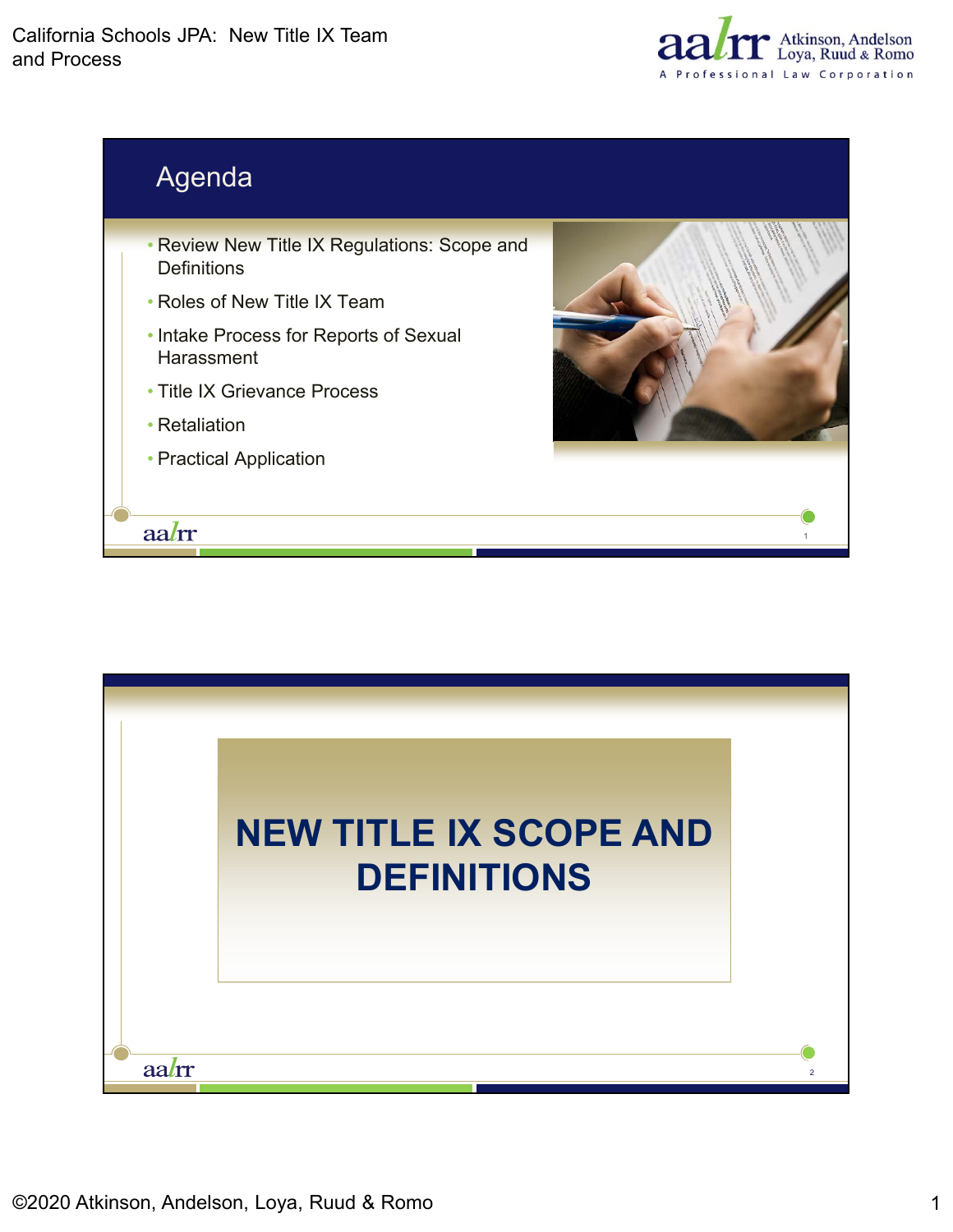## Agenda

- Review New Title IX Regulations: Scope and Definitions
- Roles of New Title IX Team
- Intake Process for Reports of Sexual Harassment
- Title IX Grievance Process
- Retaliation
- Practical Application

# NEW TITLE IX SCOPE AND DEFINITIONS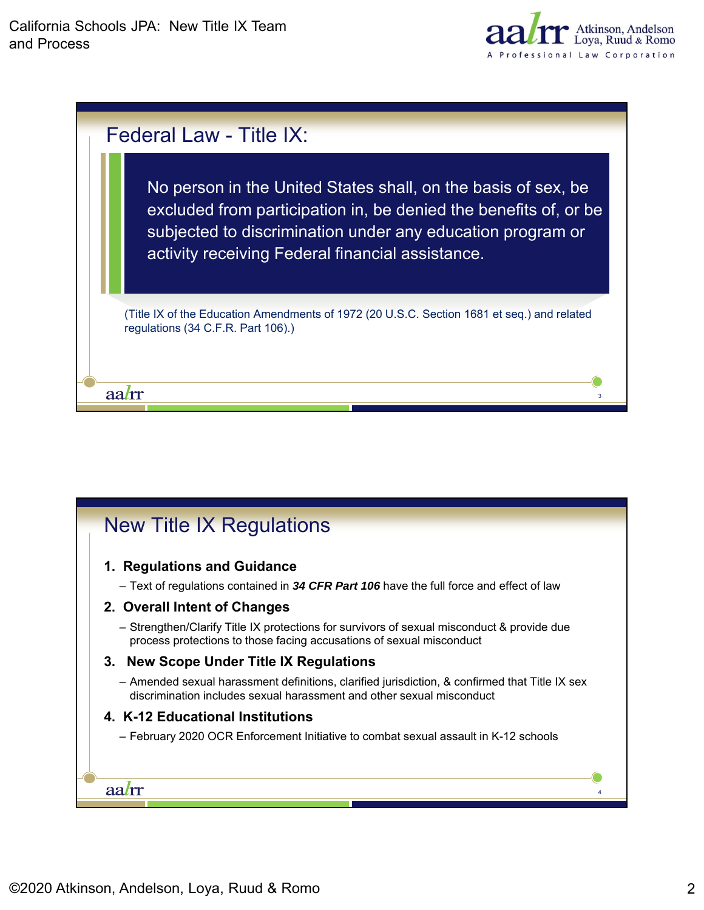## Federal Law - Title IX:

> No person in the United States shall, on the basis of sex, be excluded from participation in, be denied the benefits of, or be subjected to discrimination under any education program or activity receiving Federal financial assistance.

(Title IX of the Education Amendments of 1972 (20 U.S.C. Section 1681 et seq.) and related regulations (34 C.F.R. Part 106).)

## New Title IX Regulations

1. **Regulations and Guidance**
   - Text of regulations contained in ***34 CFR Part 106*** have the full force and effect of law
2. **Overall Intent of Changes**
   - Strengthen/Clarify Title IX protections for survivors of sexual misconduct & provide due process protections to those facing accusations of sexual misconduct
3. **New Scope Under Title IX Regulations**
   - Amended sexual harassment definitions, clarified jurisdiction, & confirmed that Title IX sex discrimination includes sexual harassment and other sexual misconduct
4. **K-12 Educational Institutions**
   - February 2020 OCR Enforcement Initiative to combat sexual assault in K-12 schools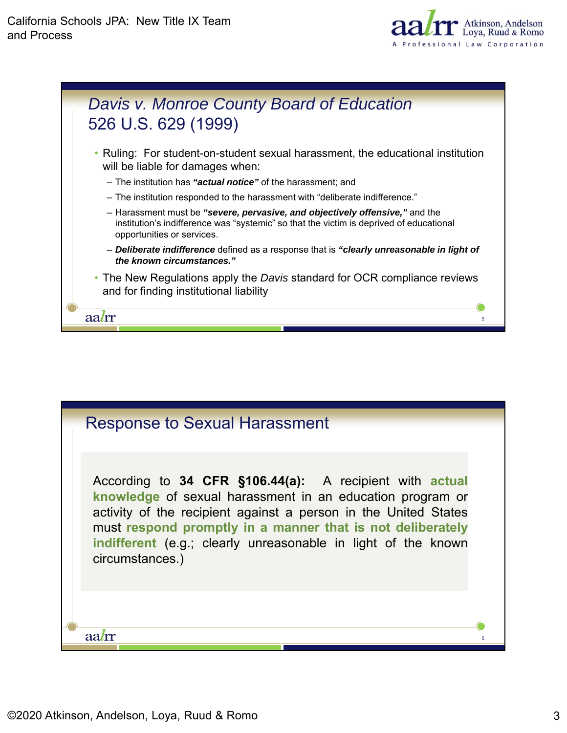## *Davis v. Monroe County Board of Education*
## 526 U.S. 629 (1999)

- Ruling: For student-on-student sexual harassment, the educational institution will be liable for damages when:
  - The institution has ***"actual notice"*** of the harassment; and
  - The institution responded to the harassment with "deliberate indifference."
  - Harassment must be ***"severe, pervasive, and objectively offensive,"*** and the institution's indifference was "systemic" so that the victim is deprived of educational opportunities or services.
  - ***Deliberate indifference*** defined as a response that is ***"clearly unreasonable in light of the known circumstances."***
- The New Regulations apply the *Davis* standard for OCR compliance reviews and for finding institutional liability

## Response to Sexual Harassment

According to **34 CFR §106.44(a):** A recipient with **actual knowledge** of sexual harassment in an education program or activity of the recipient against a person in the United States must **respond promptly in a manner that is not deliberately indifferent** (e.g.; clearly unreasonable in light of the known circumstances.)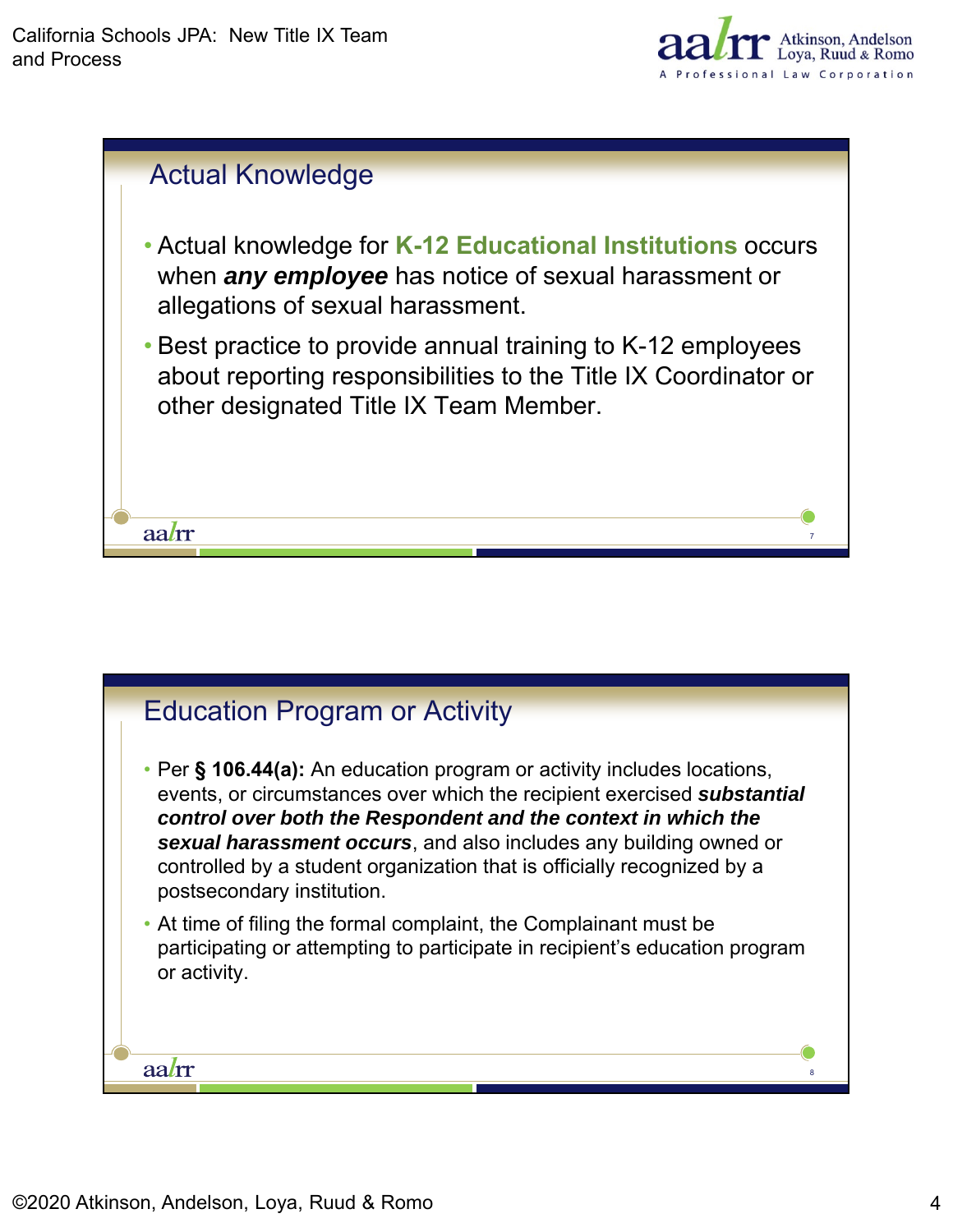## Actual Knowledge

- Actual knowledge for **K-12 Educational Institutions** occurs when ***any employee*** has notice of sexual harassment or allegations of sexual harassment.
- Best practice to provide annual training to K-12 employees about reporting responsibilities to the Title IX Coordinator or other designated Title IX Team Member.

## Education Program or Activity

- Per **§ 106.44(a):** An education program or activity includes locations, events, or circumstances over which the recipient exercised ***substantial control over both the Respondent and the context in which the sexual harassment occurs***, and also includes any building owned or controlled by a student organization that is officially recognized by a postsecondary institution.
- At time of filing the formal complaint, the Complainant must be participating or attempting to participate in recipient's education program or activity.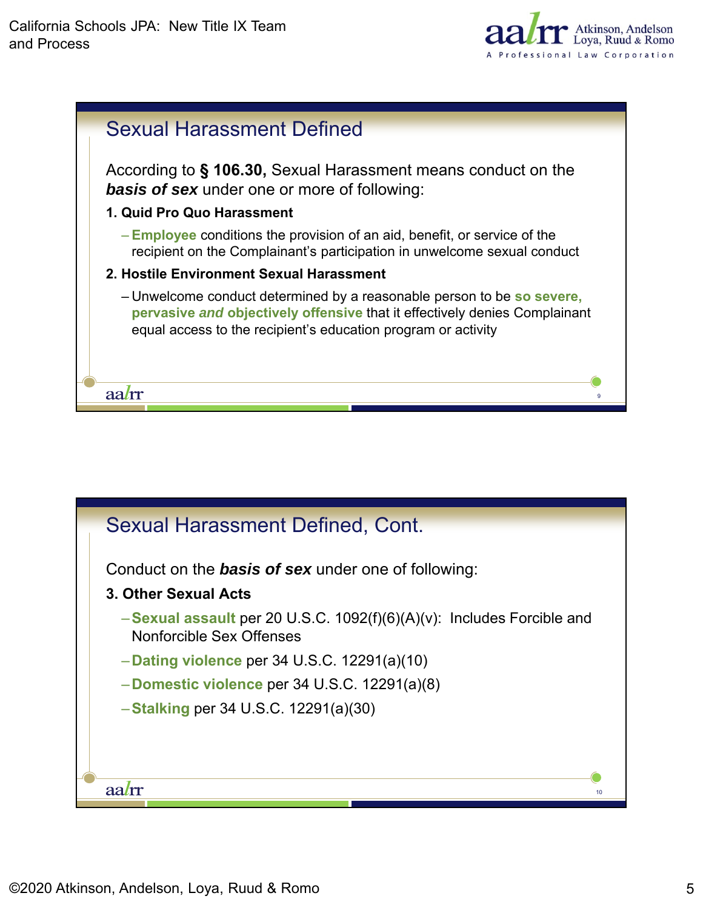## Sexual Harassment Defined

According to **§ 106.30,** Sexual Harassment means conduct on the ***basis of sex*** under one or more of following:

**1. Quid Pro Quo Harassment**

- **Employee** conditions the provision of an aid, benefit, or service of the recipient on the Complainant's participation in unwelcome sexual conduct

**2. Hostile Environment Sexual Harassment**

- Unwelcome conduct determined by a reasonable person to be **so severe, pervasive *and* objectively offensive** that it effectively denies Complainant equal access to the recipient's education program or activity

## Sexual Harassment Defined, Cont.

Conduct on the ***basis of sex*** under one of following:

**3. Other Sexual Acts**

- **Sexual assault** per 20 U.S.C. 1092(f)(6)(A)(v): Includes Forcible and Nonforcible Sex Offenses
- **Dating violence** per 34 U.S.C. 12291(a)(10)
- **Domestic violence** per 34 U.S.C. 12291(a)(8)
- **Stalking** per 34 U.S.C. 12291(a)(30)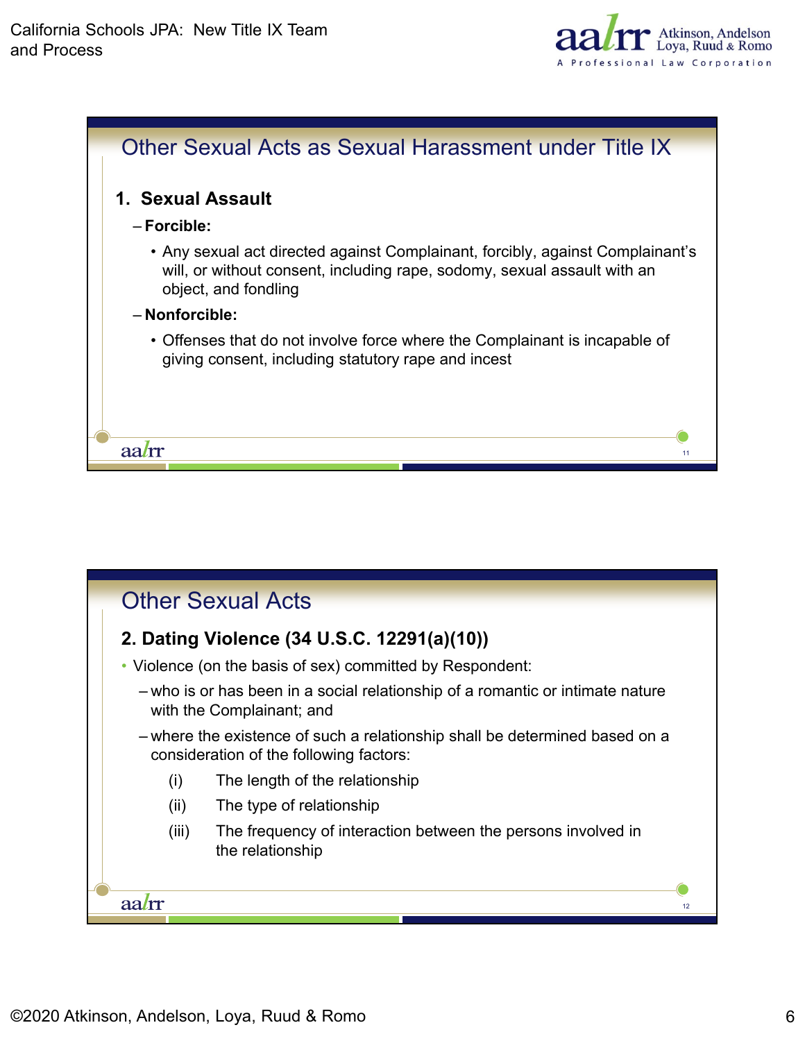## Other Sexual Acts as Sexual Harassment under Title IX

**1. Sexual Assault**

- **Forcible:**
  - Any sexual act directed against Complainant, forcibly, against Complainant's will, or without consent, including rape, sodomy, sexual assault with an object, and fondling
- **Nonforcible:**
  - Offenses that do not involve force where the Complainant is incapable of giving consent, including statutory rape and incest

## Other Sexual Acts

**2. Dating Violence (34 U.S.C. 12291(a)(10))**

- Violence (on the basis of sex) committed by Respondent:
  - who is or has been in a social relationship of a romantic or intimate nature with the Complainant; and
  - where the existence of such a relationship shall be determined based on a consideration of the following factors:
    - (i) The length of the relationship
    - (ii) The type of relationship
    - (iii) The frequency of interaction between the persons involved in the relationship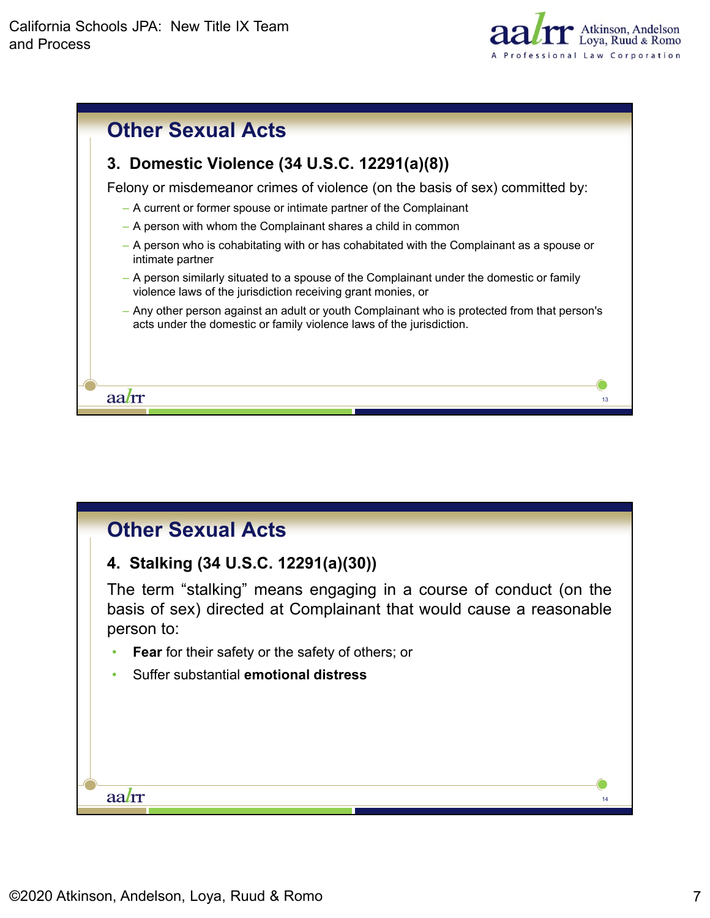## Other Sexual Acts

### 3. Domestic Violence (34 U.S.C. 12291(a)(8))

Felony or misdemeanor crimes of violence (on the basis of sex) committed by:

- A current or former spouse or intimate partner of the Complainant
- A person with whom the Complainant shares a child in common
- A person who is cohabitating with or has cohabitated with the Complainant as a spouse or intimate partner
- A person similarly situated to a spouse of the Complainant under the domestic or family violence laws of the jurisdiction receiving grant monies, or
- Any other person against an adult or youth Complainant who is protected from that person's acts under the domestic or family violence laws of the jurisdiction.

## Other Sexual Acts

### 4. Stalking (34 U.S.C. 12291(a)(30))

The term "stalking" means engaging in a course of conduct (on the basis of sex) directed at Complainant that would cause a reasonable person to:

- **Fear** for their safety or the safety of others; or
- Suffer substantial **emotional distress**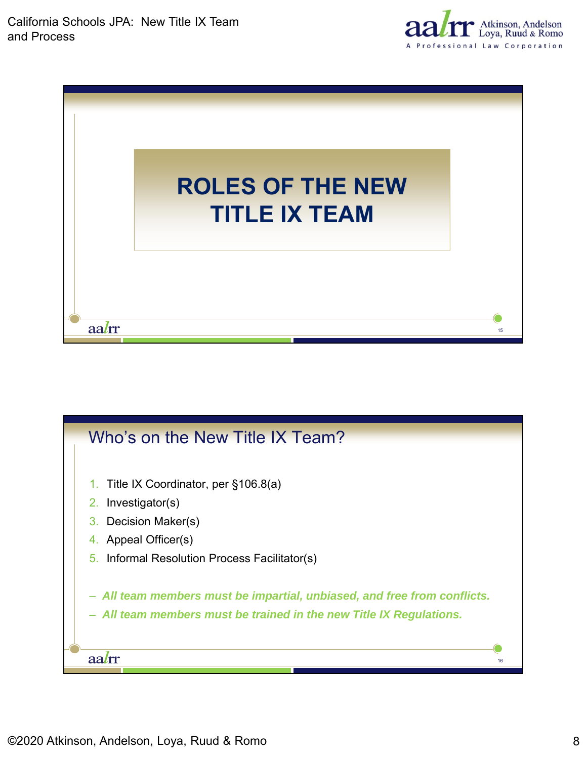# ROLES OF THE NEW TITLE IX TEAM

## Who's on the New Title IX Team?

1. Title IX Coordinator, per §106.8(a)
2. Investigator(s)
3. Decision Maker(s)
4. Appeal Officer(s)
5. Informal Resolution Process Facilitator(s)

– ***All team members must be impartial, unbiased, and free from conflicts.***
– ***All team members must be trained in the new Title IX Regulations.***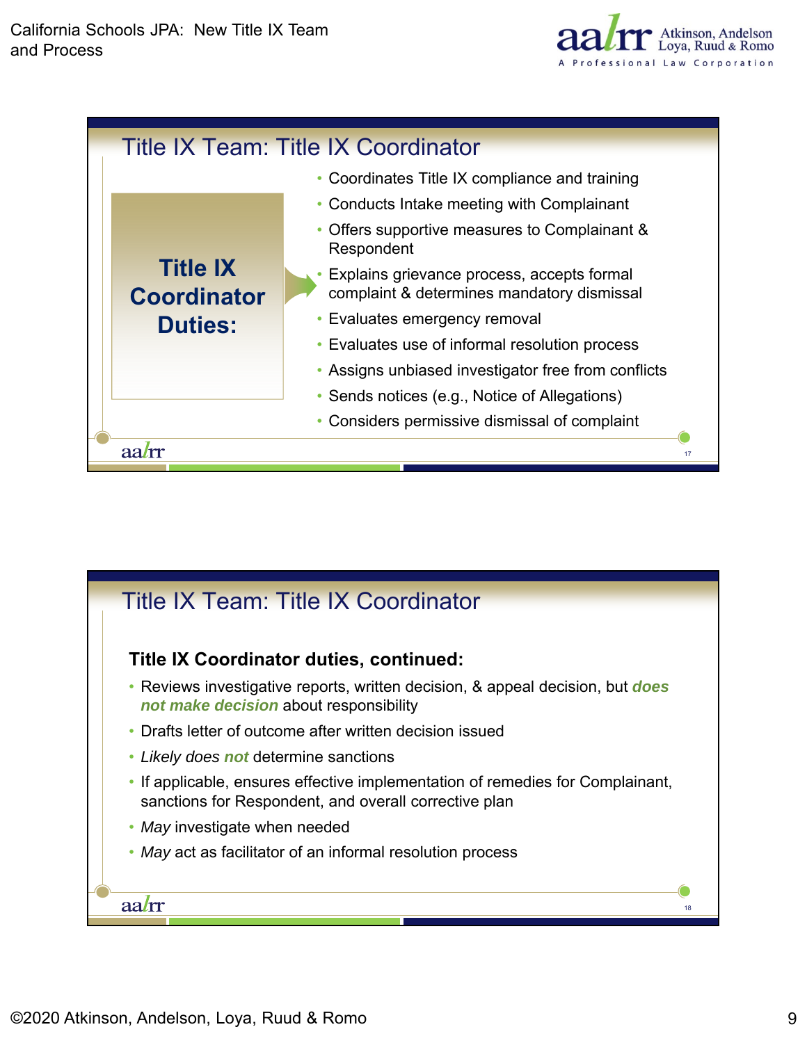## Title IX Team: Title IX Coordinator

**Title IX Coordinator Duties:**

- Coordinates Title IX compliance and training
- Conducts Intake meeting with Complainant
- Offers supportive measures to Complainant & Respondent
- Explains grievance process, accepts formal complaint & determines mandatory dismissal
- Evaluates emergency removal
- Evaluates use of informal resolution process
- Assigns unbiased investigator free from conflicts
- Sends notices (e.g., Notice of Allegations)
- Considers permissive dismissal of complaint

## Title IX Team: Title IX Coordinator

**Title IX Coordinator duties, continued:**

- Reviews investigative reports, written decision, & appeal decision, but ***does not make decision*** about responsibility
- Drafts letter of outcome after written decision issued
- *Likely does **not*** determine sanctions
- If applicable, ensures effective implementation of remedies for Complainant, sanctions for Respondent, and overall corrective plan
- *May* investigate when needed
- *May* act as facilitator of an informal resolution process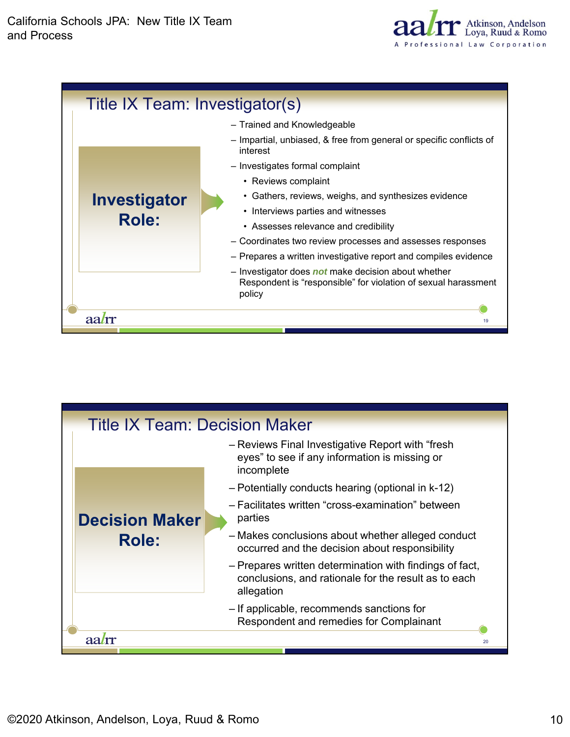## Title IX Team: Investigator(s)

**Investigator Role:**

- Trained and Knowledgeable
- Impartial, unbiased, & free from general or specific conflicts of interest
- Investigates formal complaint
  - Reviews complaint
  - Gathers, reviews, weighs, and synthesizes evidence
  - Interviews parties and witnesses
  - Assesses relevance and credibility
- Coordinates two review processes and assesses responses
- Prepares a written investigative report and compiles evidence
- Investigator does ***not*** make decision about whether Respondent is "responsible" for violation of sexual harassment policy

## Title IX Team: Decision Maker

**Decision Maker Role:**

- Reviews Final Investigative Report with "fresh eyes" to see if any information is missing or incomplete
- Potentially conducts hearing (optional in k-12)
- Facilitates written "cross-examination" between parties
- Makes conclusions about whether alleged conduct occurred and the decision about responsibility
- Prepares written determination with findings of fact, conclusions, and rationale for the result as to each allegation
- If applicable, recommends sanctions for Respondent and remedies for Complainant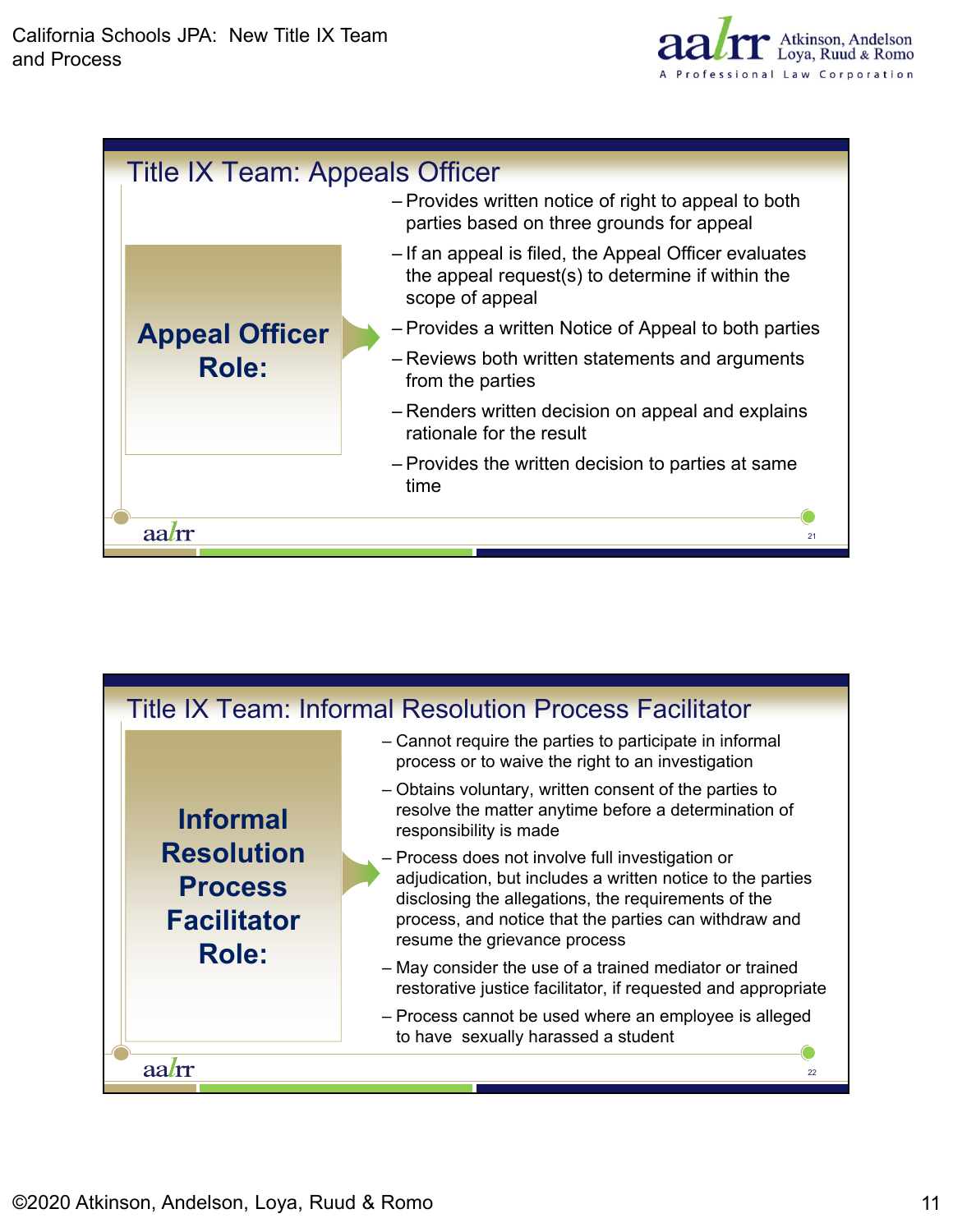## Title IX Team: Appeals Officer

**Appeal Officer Role:**

- Provides written notice of right to appeal to both parties based on three grounds for appeal
- If an appeal is filed, the Appeal Officer evaluates the appeal request(s) to determine if within the scope of appeal
- Provides a written Notice of Appeal to both parties
- Reviews both written statements and arguments from the parties
- Renders written decision on appeal and explains rationale for the result
- Provides the written decision to parties at same time

## Title IX Team: Informal Resolution Process Facilitator

**Informal Resolution Process Facilitator Role:**

- Cannot require the parties to participate in informal process or to waive the right to an investigation
- Obtains voluntary, written consent of the parties to resolve the matter anytime before a determination of responsibility is made
- Process does not involve full investigation or adjudication, but includes a written notice to the parties disclosing the allegations, the requirements of the process, and notice that the parties can withdraw and resume the grievance process
- May consider the use of a trained mediator or trained restorative justice facilitator, if requested and appropriate
- Process cannot be used where an employee is alleged to have sexually harassed a student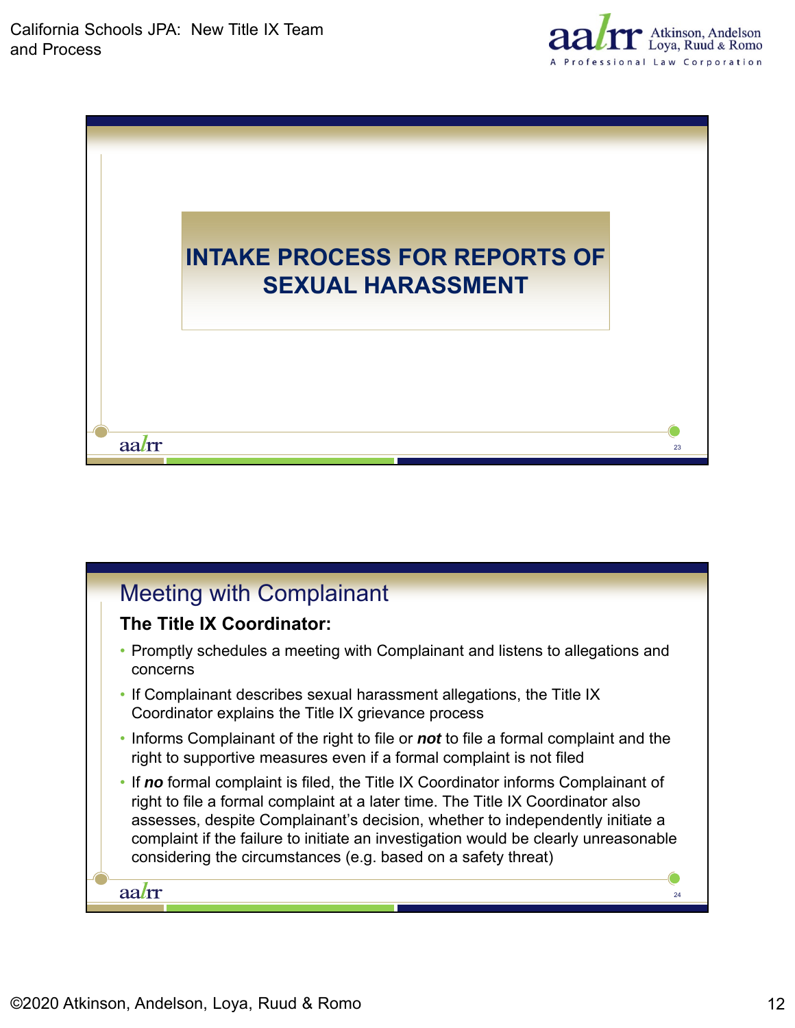# INTAKE PROCESS FOR REPORTS OF SEXUAL HARASSMENT

## Meeting with Complainant

**The Title IX Coordinator:**

- Promptly schedules a meeting with Complainant and listens to allegations and concerns
- If Complainant describes sexual harassment allegations, the Title IX Coordinator explains the Title IX grievance process
- Informs Complainant of the right to file or ***not*** to file a formal complaint and the right to supportive measures even if a formal complaint is not filed
- If ***no*** formal complaint is filed, the Title IX Coordinator informs Complainant of right to file a formal complaint at a later time. The Title IX Coordinator also assesses, despite Complainant's decision, whether to independently initiate a complaint if the failure to initiate an investigation would be clearly unreasonable considering the circumstances (e.g. based on a safety threat)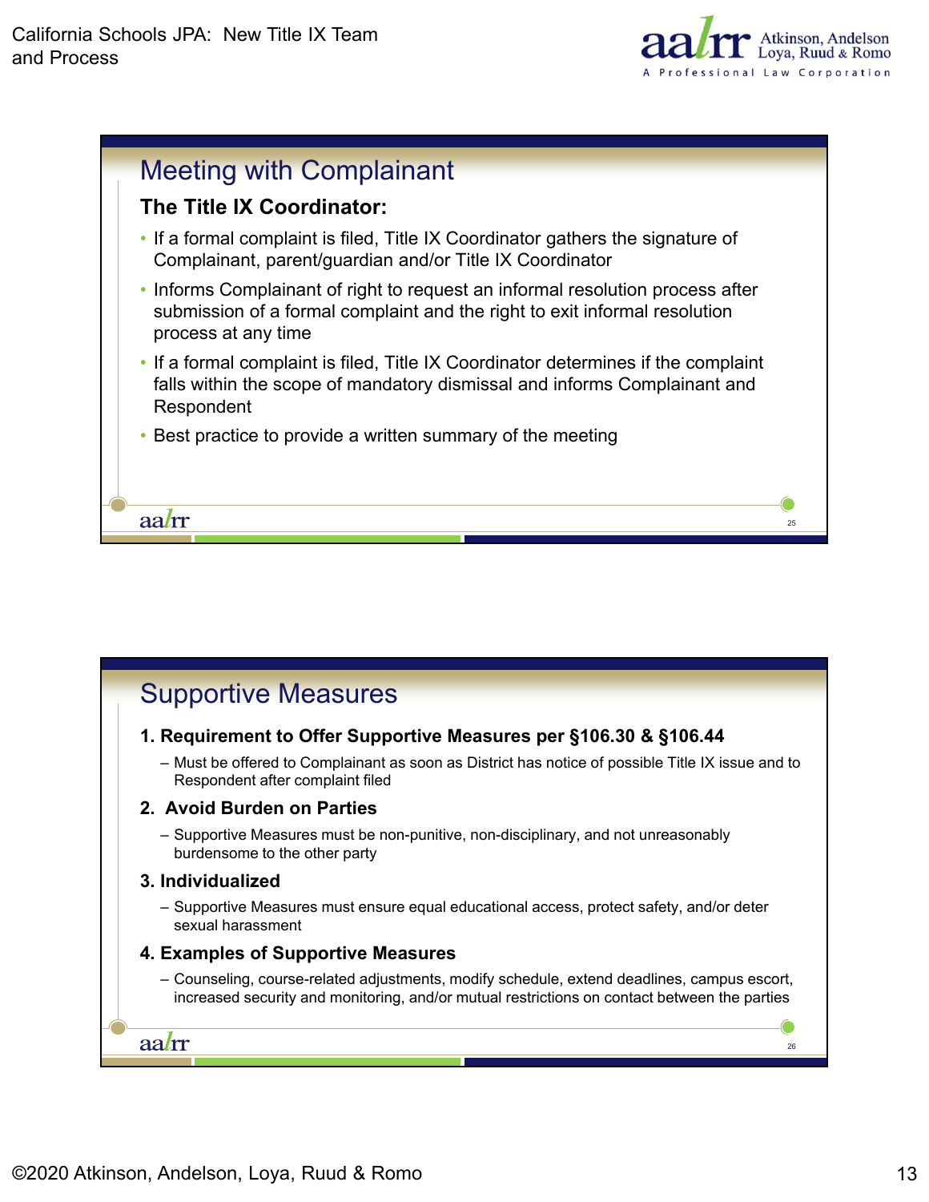## Meeting with Complainant

### The Title IX Coordinator:

- If a formal complaint is filed, Title IX Coordinator gathers the signature of Complainant, parent/guardian and/or Title IX Coordinator
- Informs Complainant of right to request an informal resolution process after submission of a formal complaint and the right to exit informal resolution process at any time
- If a formal complaint is filed, Title IX Coordinator determines if the complaint falls within the scope of mandatory dismissal and informs Complainant and Respondent
- Best practice to provide a written summary of the meeting

## Supportive Measures

**1. Requirement to Offer Supportive Measures per §106.30 & §106.44**

- Must be offered to Complainant as soon as District has notice of possible Title IX issue and to Respondent after complaint filed

**2. Avoid Burden on Parties**

- Supportive Measures must be non-punitive, non-disciplinary, and not unreasonably burdensome to the other party

**3. Individualized**

- Supportive Measures must ensure equal educational access, protect safety, and/or deter sexual harassment

**4. Examples of Supportive Measures**

- Counseling, course-related adjustments, modify schedule, extend deadlines, campus escort, increased security and monitoring, and/or mutual restrictions on contact between the parties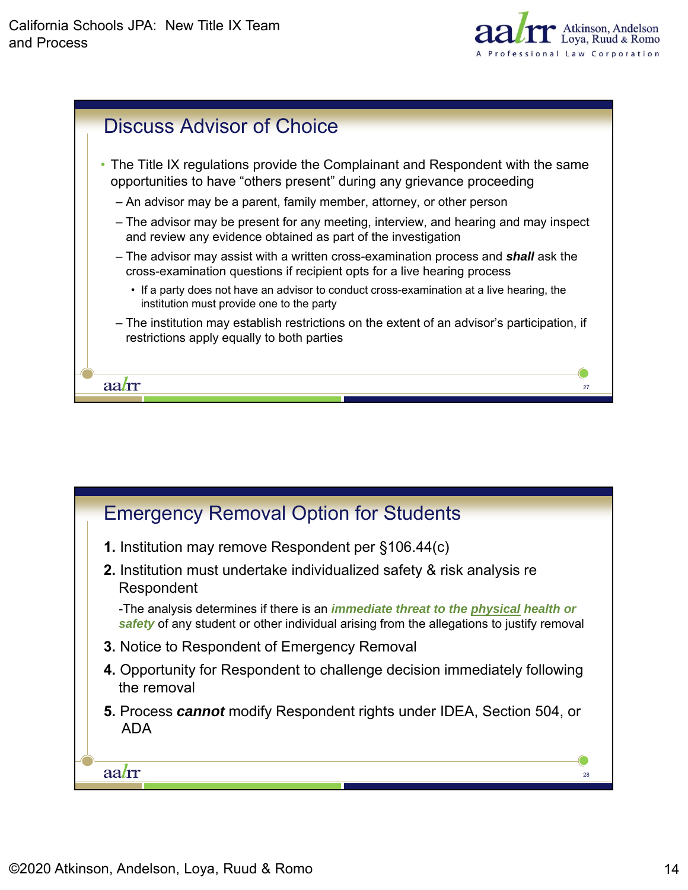## Discuss Advisor of Choice

- The Title IX regulations provide the Complainant and Respondent with the same opportunities to have "others present" during any grievance proceeding
  - An advisor may be a parent, family member, attorney, or other person
  - The advisor may be present for any meeting, interview, and hearing and may inspect and review any evidence obtained as part of the investigation
  - The advisor may assist with a written cross-examination process and ***shall*** ask the cross-examination questions if recipient opts for a live hearing process
    - If a party does not have an advisor to conduct cross-examination at a live hearing, the institution must provide one to the party
  - The institution may establish restrictions on the extent of an advisor's participation, if restrictions apply equally to both parties

## Emergency Removal Option for Students

**1.** Institution may remove Respondent per §106.44(c)

**2.** Institution must undertake individualized safety & risk analysis re Respondent

-The analysis determines if there is an ***immediate threat to the physical health or safety*** of any student or other individual arising from the allegations to justify removal

**3.** Notice to Respondent of Emergency Removal

**4.** Opportunity for Respondent to challenge decision immediately following the removal

**5.** Process ***cannot*** modify Respondent rights under IDEA, Section 504, or ADA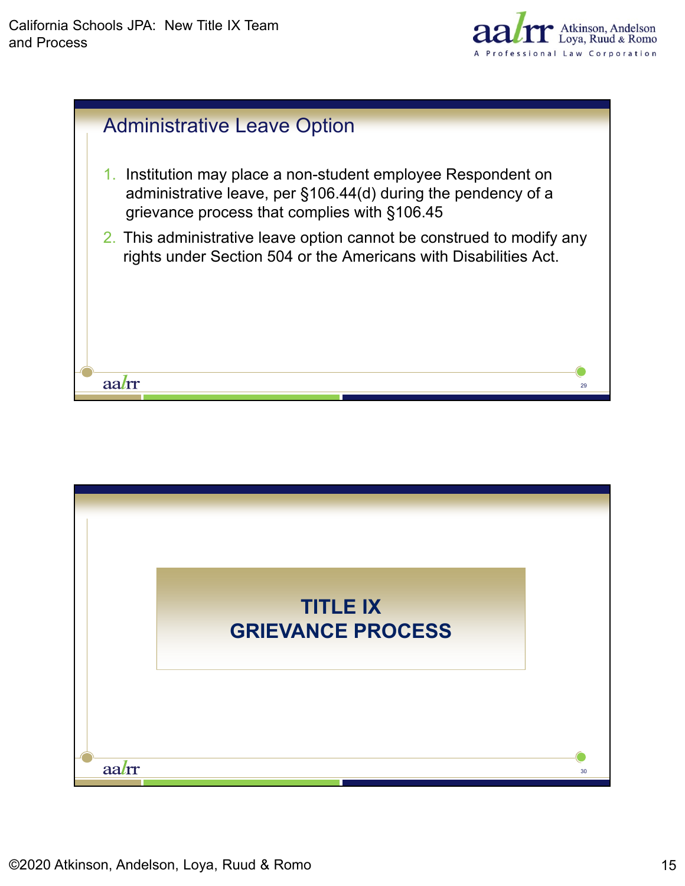## Administrative Leave Option

1. Institution may place a non-student employee Respondent on administrative leave, per §106.44(d) during the pendency of a grievance process that complies with §106.45
2. This administrative leave option cannot be construed to modify any rights under Section 504 or the Americans with Disabilities Act.

## TITLE IX GRIEVANCE PROCESS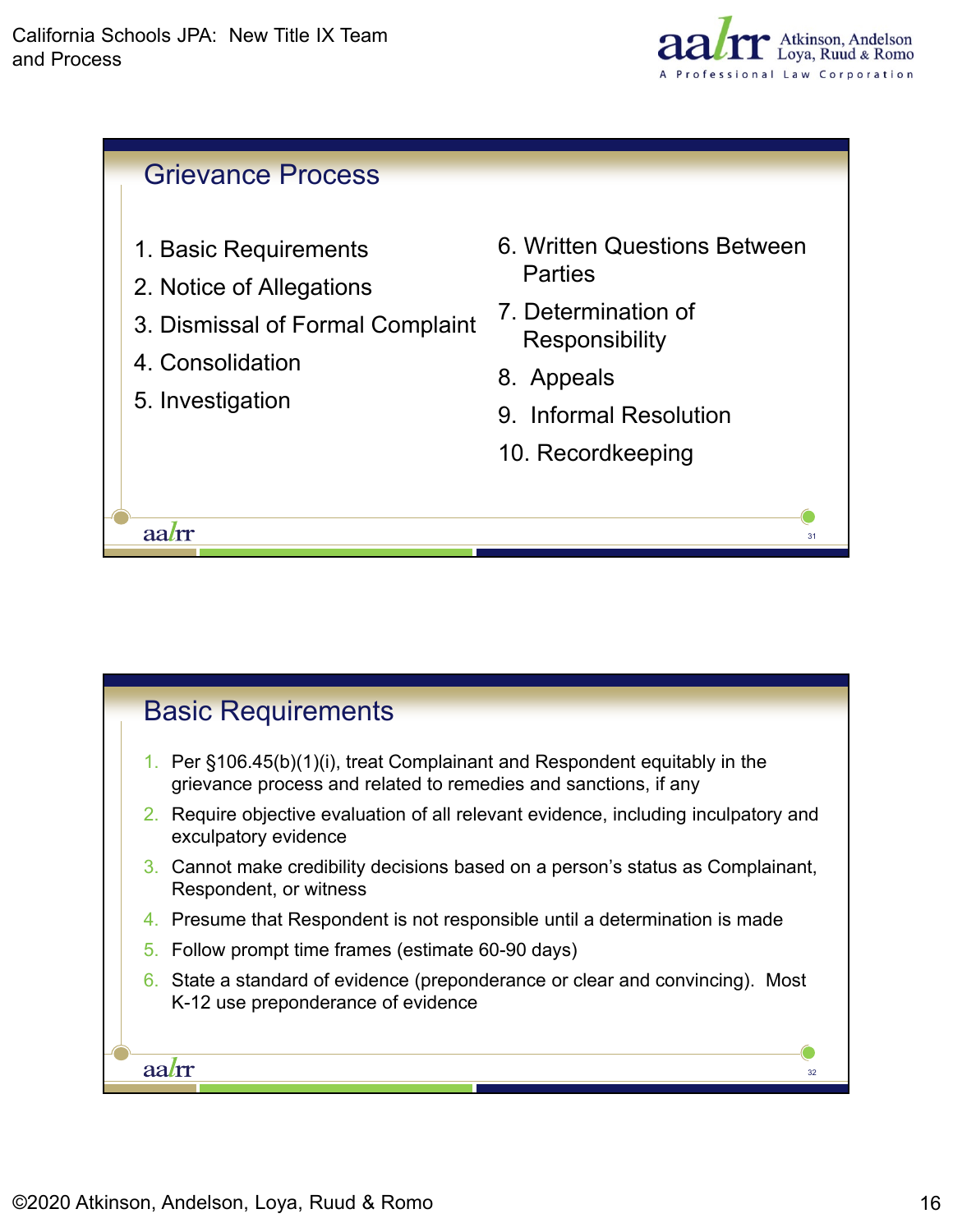## Grievance Process

1. Basic Requirements
2. Notice of Allegations
3. Dismissal of Formal Complaint
4. Consolidation
5. Investigation
6. Written Questions Between Parties
7. Determination of Responsibility
8. Appeals
9. Informal Resolution
10. Recordkeeping

## Basic Requirements

1. Per §106.45(b)(1)(i), treat Complainant and Respondent equitably in the grievance process and related to remedies and sanctions, if any
2. Require objective evaluation of all relevant evidence, including inculpatory and exculpatory evidence
3. Cannot make credibility decisions based on a person's status as Complainant, Respondent, or witness
4. Presume that Respondent is not responsible until a determination is made
5. Follow prompt time frames (estimate 60-90 days)
6. State a standard of evidence (preponderance or clear and convincing). Most K-12 use preponderance of evidence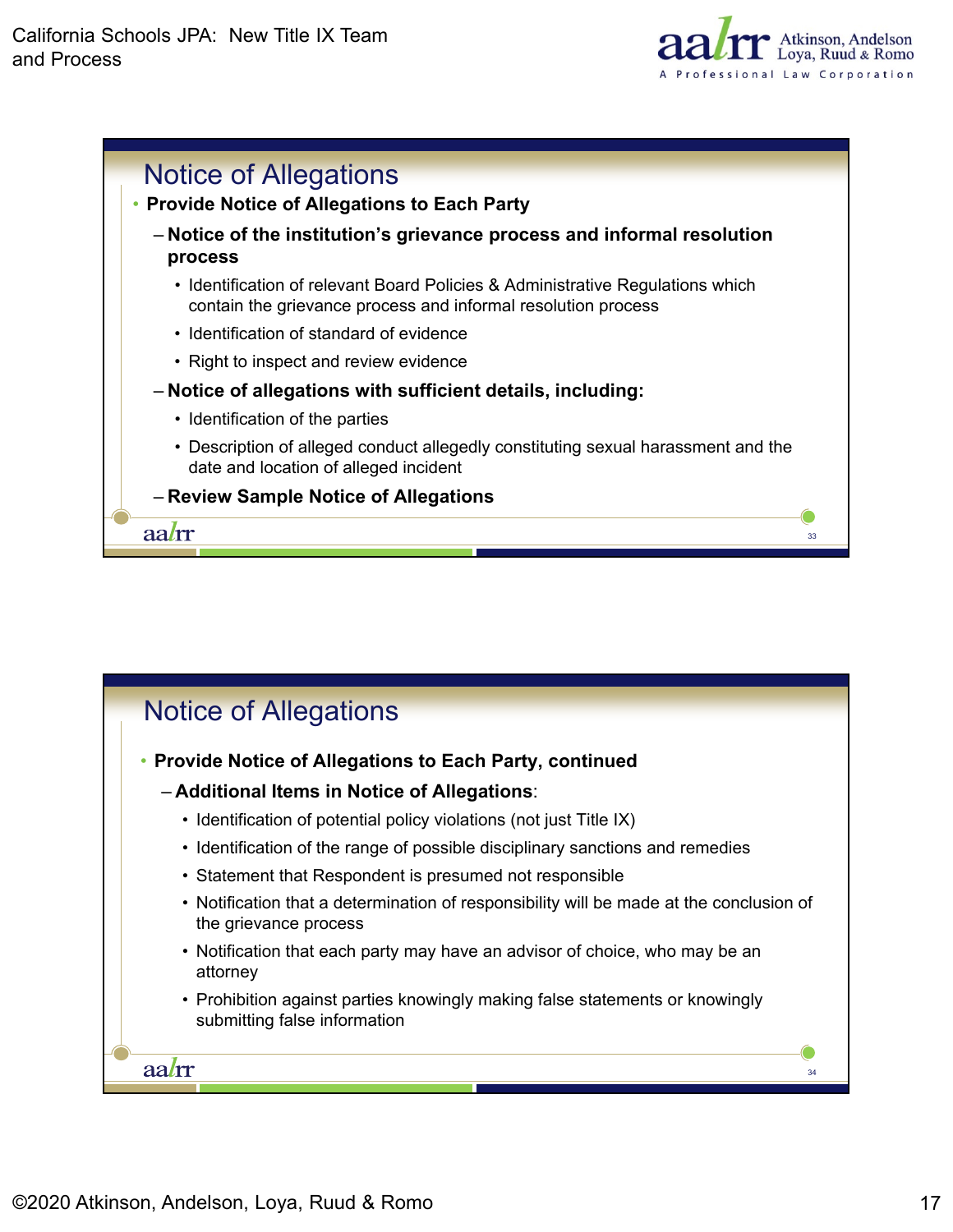## Notice of Allegations

- **Provide Notice of Allegations to Each Party**
  - **Notice of the institution's grievance process and informal resolution process**
    - Identification of relevant Board Policies & Administrative Regulations which contain the grievance process and informal resolution process
    - Identification of standard of evidence
    - Right to inspect and review evidence
  - **Notice of allegations with sufficient details, including:**
    - Identification of the parties
    - Description of alleged conduct allegedly constituting sexual harassment and the date and location of alleged incident
  - **Review Sample Notice of Allegations**

## Notice of Allegations

- **Provide Notice of Allegations to Each Party, continued**
  - **Additional Items in Notice of Allegations**:
    - Identification of potential policy violations (not just Title IX)
    - Identification of the range of possible disciplinary sanctions and remedies
    - Statement that Respondent is presumed not responsible
    - Notification that a determination of responsibility will be made at the conclusion of the grievance process
    - Notification that each party may have an advisor of choice, who may be an attorney
    - Prohibition against parties knowingly making false statements or knowingly submitting false information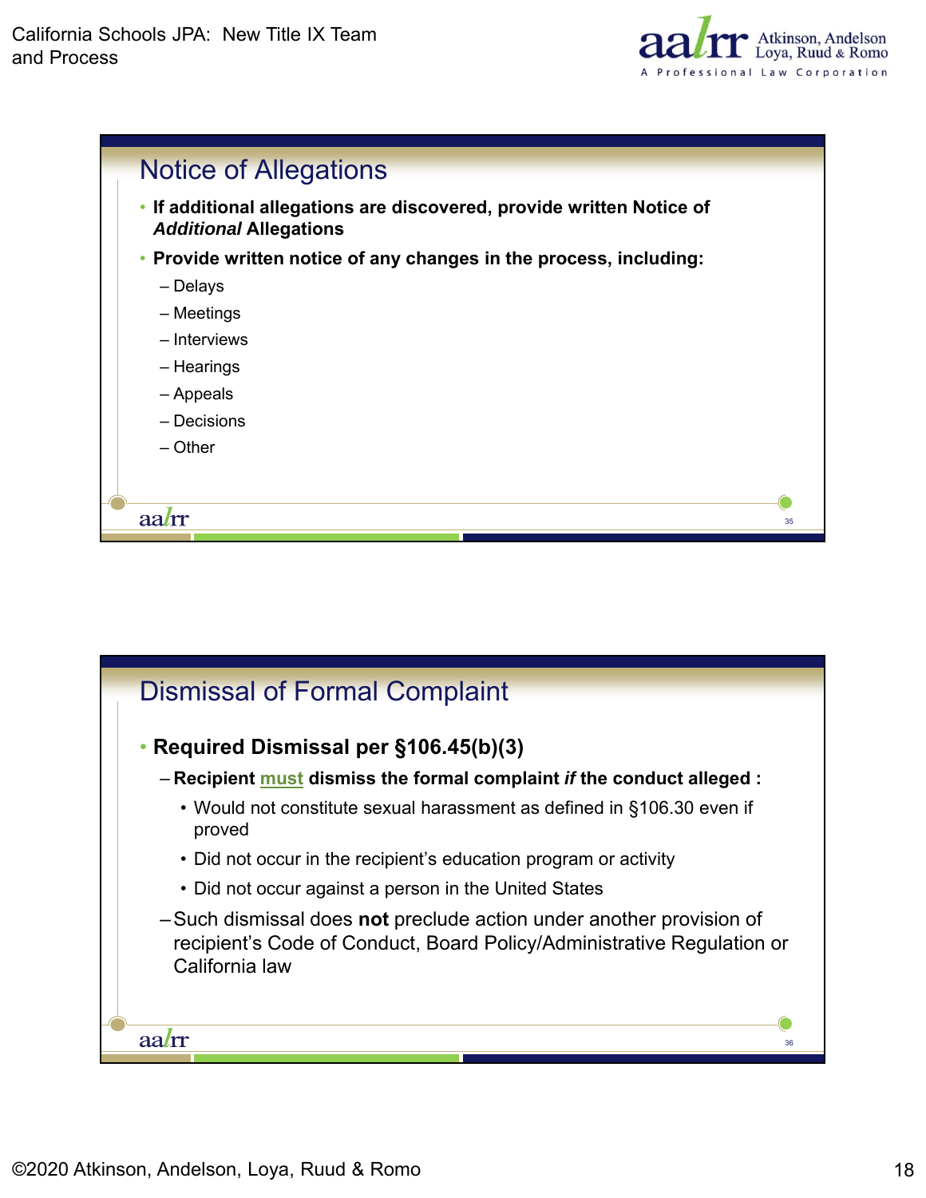## Notice of Allegations

- **If additional allegations are discovered, provide written Notice of *Additional* Allegations**
- **Provide written notice of any changes in the process, including:**
  - Delays
  - Meetings
  - Interviews
  - Hearings
  - Appeals
  - Decisions
  - Other

## Dismissal of Formal Complaint

- **Required Dismissal per §106.45(b)(3)**
  - **Recipient must dismiss the formal complaint *if* the conduct alleged :**
    - Would not constitute sexual harassment as defined in §106.30 even if proved
    - Did not occur in the recipient's education program or activity
    - Did not occur against a person in the United States
  - Such dismissal does **not** preclude action under another provision of recipient's Code of Conduct, Board Policy/Administrative Regulation or California law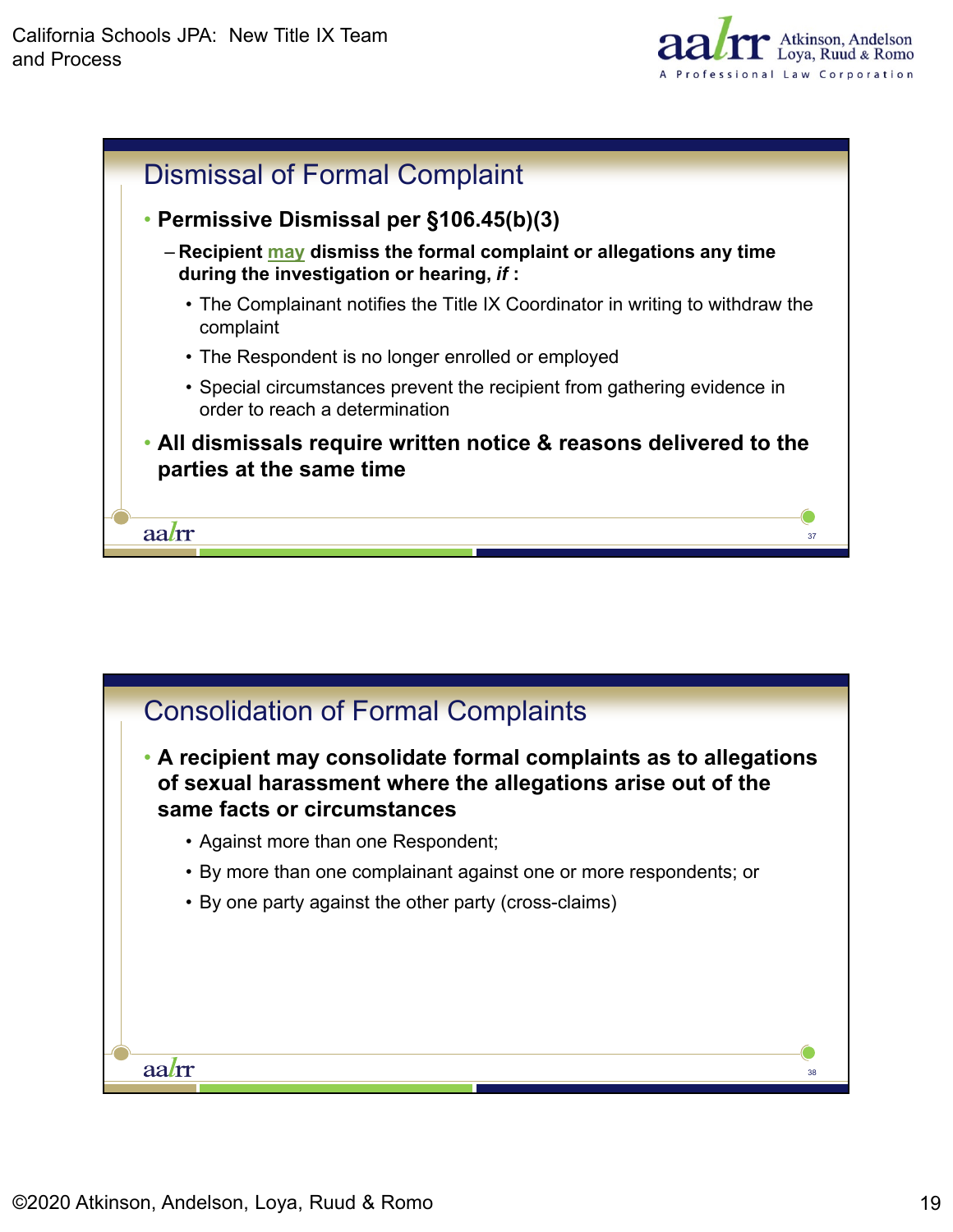## Dismissal of Formal Complaint

- **Permissive Dismissal per §106.45(b)(3)**
  - **Recipient may dismiss the formal complaint or allegations any time during the investigation or hearing, *if* :**
    - The Complainant notifies the Title IX Coordinator in writing to withdraw the complaint
    - The Respondent is no longer enrolled or employed
    - Special circumstances prevent the recipient from gathering evidence in order to reach a determination
- **All dismissals require written notice & reasons delivered to the parties at the same time**

## Consolidation of Formal Complaints

- **A recipient may consolidate formal complaints as to allegations of sexual harassment where the allegations arise out of the same facts or circumstances**
  - Against more than one Respondent;
  - By more than one complainant against one or more respondents; or
  - By one party against the other party (cross-claims)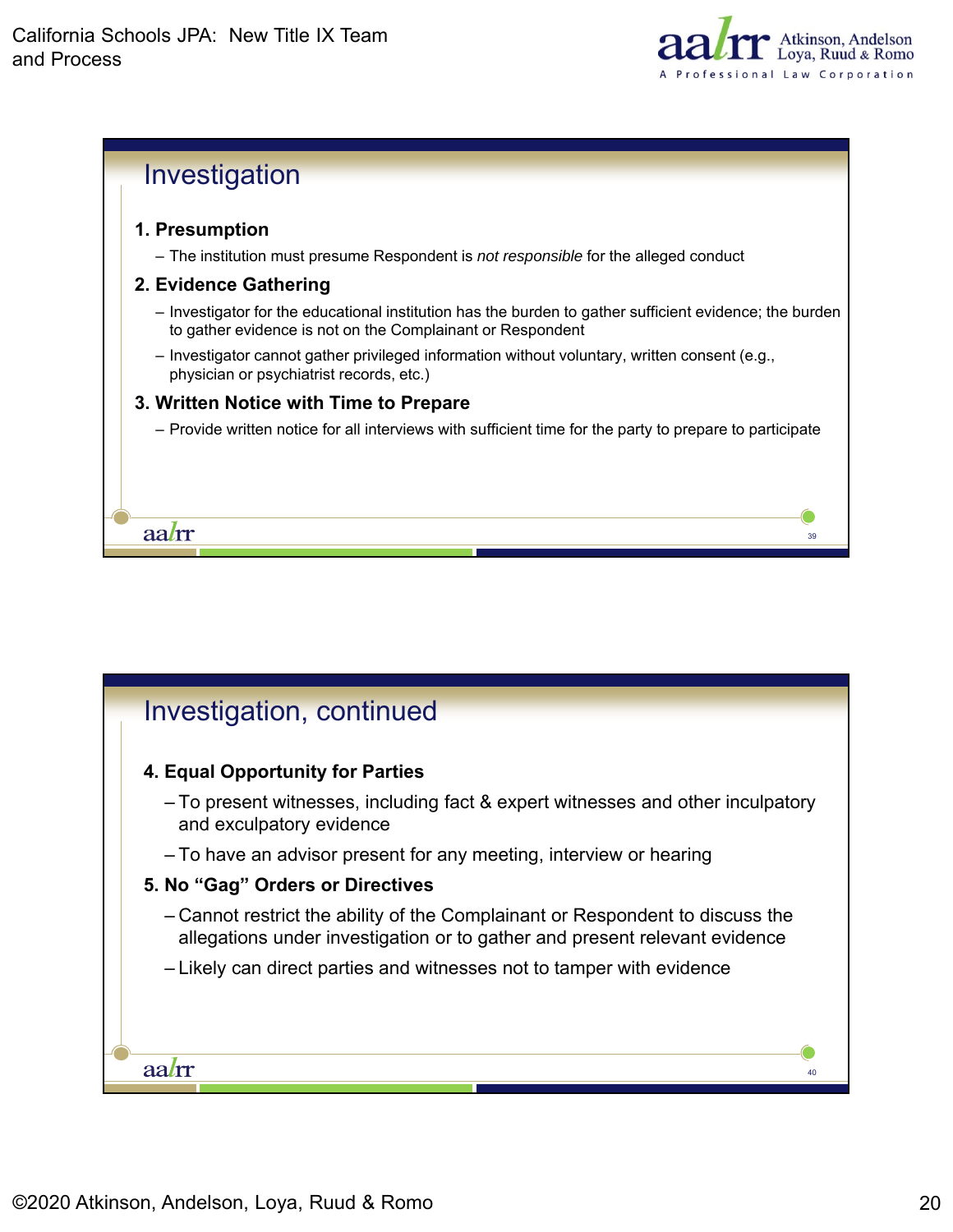## Investigation

**1. Presumption**

- The institution must presume Respondent is *not responsible* for the alleged conduct

**2. Evidence Gathering**

- Investigator for the educational institution has the burden to gather sufficient evidence; the burden to gather evidence is not on the Complainant or Respondent
- Investigator cannot gather privileged information without voluntary, written consent (e.g., physician or psychiatrist records, etc.)

**3. Written Notice with Time to Prepare**

- Provide written notice for all interviews with sufficient time for the party to prepare to participate

## Investigation, continued

**4. Equal Opportunity for Parties**

- To present witnesses, including fact & expert witnesses and other inculpatory and exculpatory evidence
- To have an advisor present for any meeting, interview or hearing

**5. No "Gag" Orders or Directives**

- Cannot restrict the ability of the Complainant or Respondent to discuss the allegations under investigation or to gather and present relevant evidence
- Likely can direct parties and witnesses not to tamper with evidence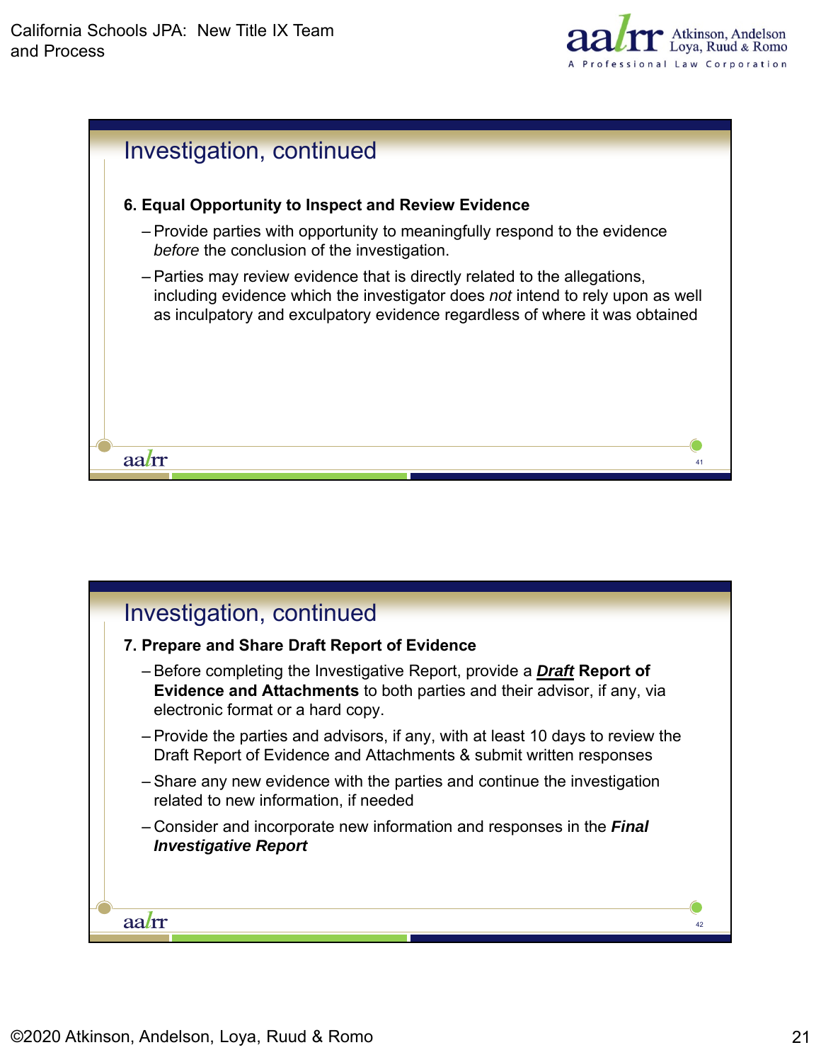## Investigation, continued

**6. Equal Opportunity to Inspect and Review Evidence**

- Provide parties with opportunity to meaningfully respond to the evidence *before* the conclusion of the investigation.
- Parties may review evidence that is directly related to the allegations, including evidence which the investigator does *not* intend to rely upon as well as inculpatory and exculpatory evidence regardless of where it was obtained

## Investigation, continued

**7. Prepare and Share Draft Report of Evidence**

- Before completing the Investigative Report, provide a ***Draft*** **Report of Evidence and Attachments** to both parties and their advisor, if any, via electronic format or a hard copy.
- Provide the parties and advisors, if any, with at least 10 days to review the Draft Report of Evidence and Attachments & submit written responses
- Share any new evidence with the parties and continue the investigation related to new information, if needed
- Consider and incorporate new information and responses in the ***Final Investigative Report***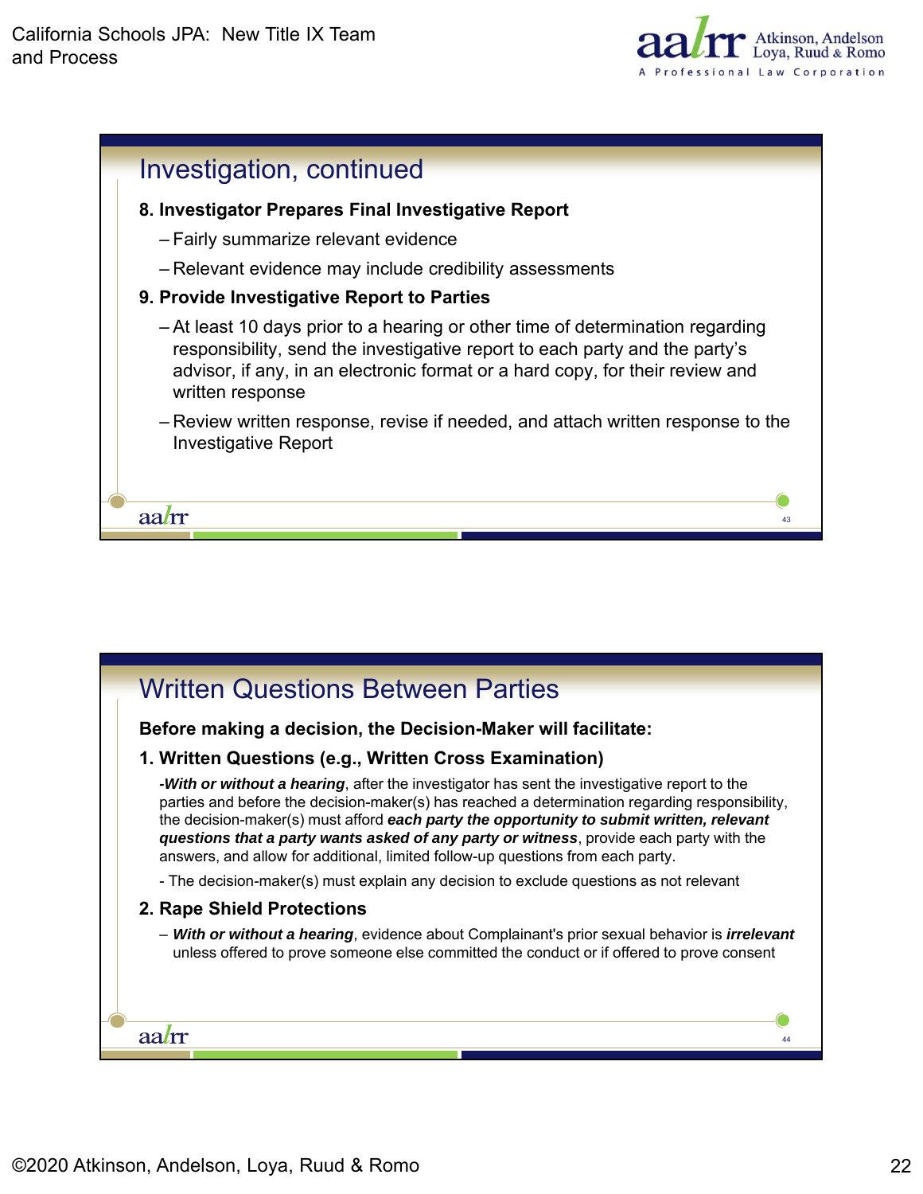## Investigation, continued

**8. Investigator Prepares Final Investigative Report**

- Fairly summarize relevant evidence
- Relevant evidence may include credibility assessments

**9. Provide Investigative Report to Parties**

- At least 10 days prior to a hearing or other time of determination regarding responsibility, send the investigative report to each party and the party's advisor, if any, in an electronic format or a hard copy, for their review and written response
- Review written response, revise if needed, and attach written response to the Investigative Report

## Written Questions Between Parties

**Before making a decision, the Decision-Maker will facilitate:**

**1. Written Questions (e.g., Written Cross Examination)**

***-With or without a hearing***, after the investigator has sent the investigative report to the parties and before the decision-maker(s) has reached a determination regarding responsibility, the decision-maker(s) must afford ***each party the opportunity to submit written, relevant questions that a party wants asked of any party or witness***, provide each party with the answers, and allow for additional, limited follow-up questions from each party.

- The decision-maker(s) must explain any decision to exclude questions as not relevant

**2. Rape Shield Protections**

- ***With or without a hearing***, evidence about Complainant's prior sexual behavior is ***irrelevant*** unless offered to prove someone else committed the conduct or if offered to prove consent

©2020 Atkinson, Andelson, Loya, Ruud & Romo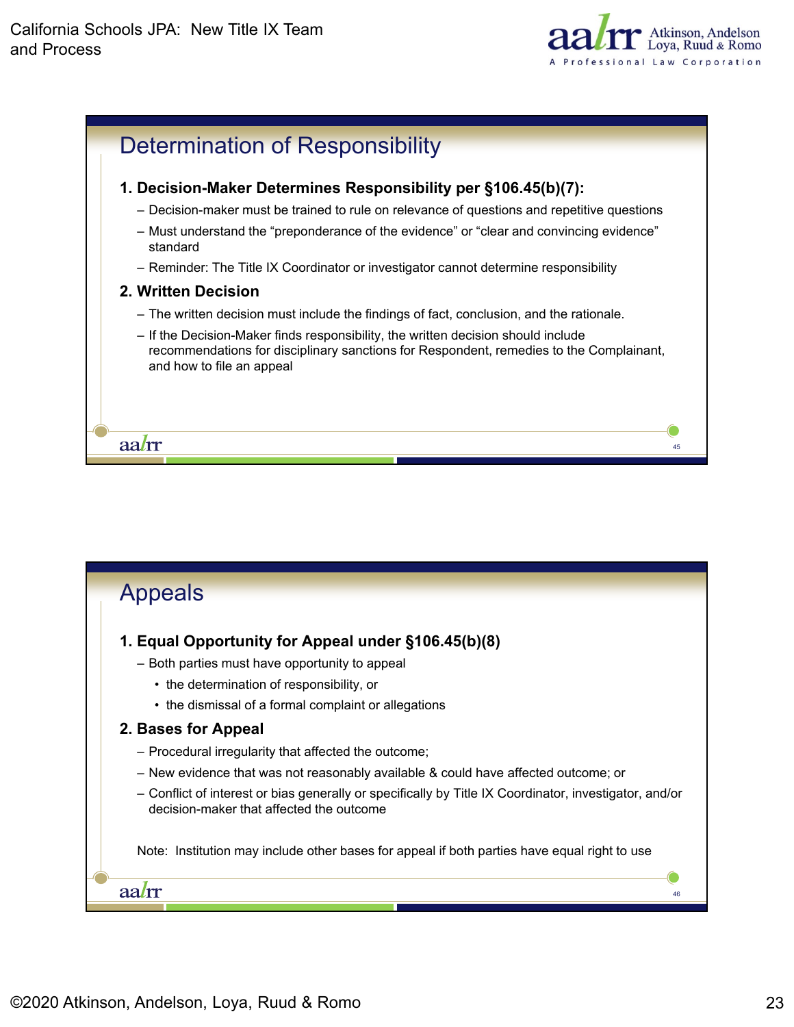## Determination of Responsibility

**1. Decision-Maker Determines Responsibility per §106.45(b)(7):**

- Decision-maker must be trained to rule on relevance of questions and repetitive questions
- Must understand the "preponderance of the evidence" or "clear and convincing evidence" standard
- Reminder: The Title IX Coordinator or investigator cannot determine responsibility

**2. Written Decision**

- The written decision must include the findings of fact, conclusion, and the rationale.
- If the Decision-Maker finds responsibility, the written decision should include recommendations for disciplinary sanctions for Respondent, remedies to the Complainant, and how to file an appeal

## Appeals

**1. Equal Opportunity for Appeal under §106.45(b)(8)**

- Both parties must have opportunity to appeal
  - the determination of responsibility, or
  - the dismissal of a formal complaint or allegations

**2. Bases for Appeal**

- Procedural irregularity that affected the outcome;
- New evidence that was not reasonably available & could have affected outcome; or
- Conflict of interest or bias generally or specifically by Title IX Coordinator, investigator, and/or decision-maker that affected the outcome

Note: Institution may include other bases for appeal if both parties have equal right to use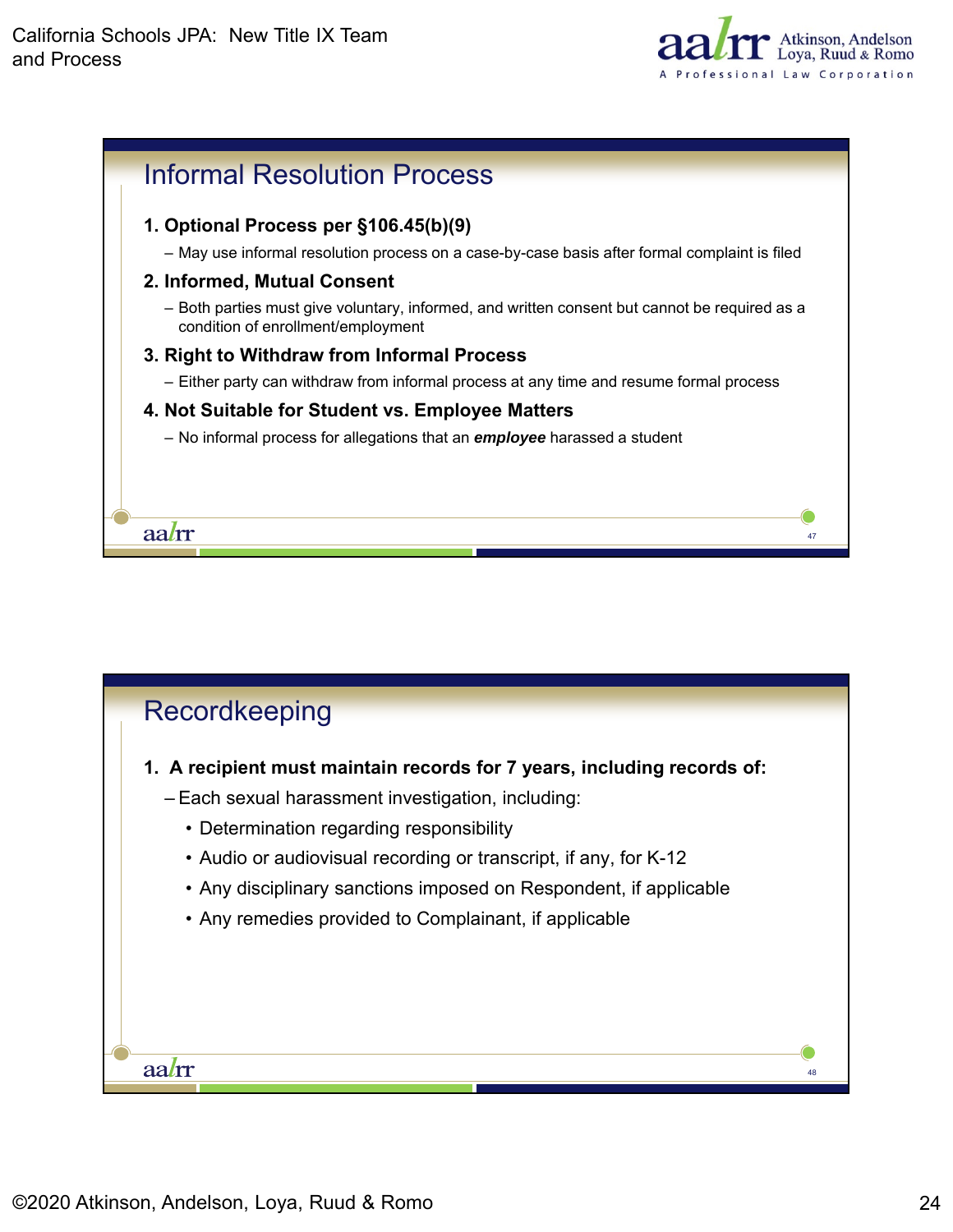## Informal Resolution Process

1. **Optional Process per §106.45(b)(9)**
   – May use informal resolution process on a case-by-case basis after formal complaint is filed
2. **Informed, Mutual Consent**
   – Both parties must give voluntary, informed, and written consent but cannot be required as a condition of enrollment/employment
3. **Right to Withdraw from Informal Process**
   – Either party can withdraw from informal process at any time and resume formal process
4. **Not Suitable for Student vs. Employee Matters**
   – No informal process for allegations that an ***employee*** harassed a student

## Recordkeeping

1. **A recipient must maintain records for 7 years, including records of:**
   – Each sexual harassment investigation, including:
   - Determination regarding responsibility
   - Audio or audiovisual recording or transcript, if any, for K-12
   - Any disciplinary sanctions imposed on Respondent, if applicable
   - Any remedies provided to Complainant, if applicable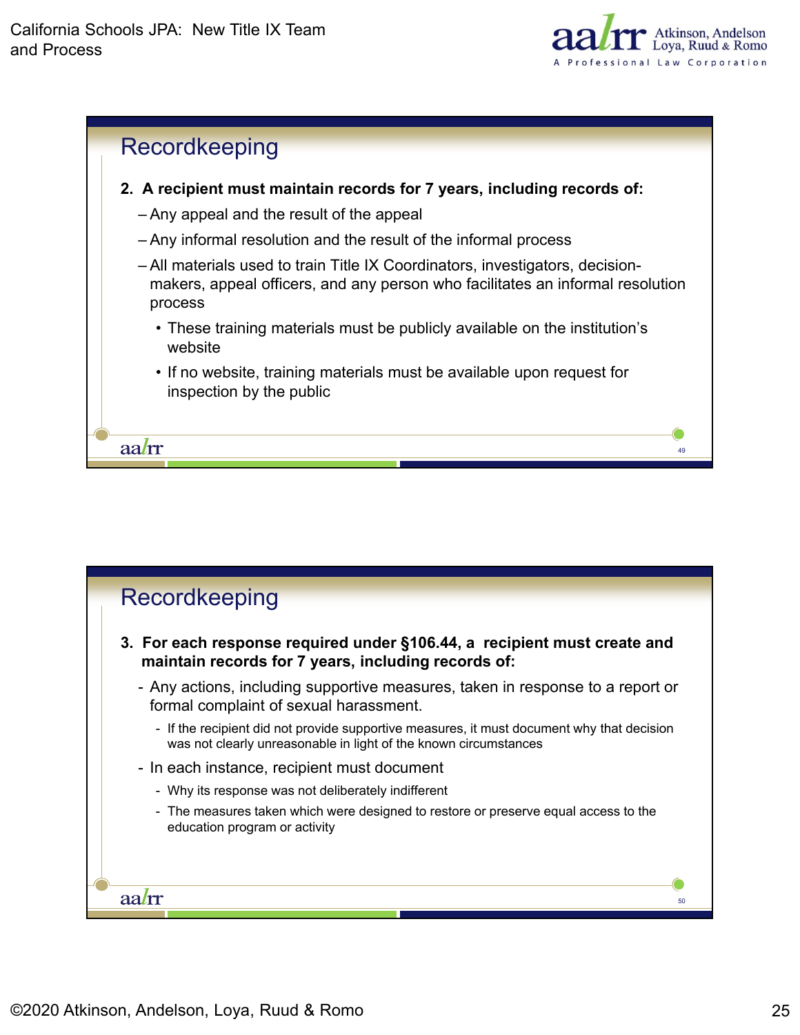## Recordkeeping

**2. A recipient must maintain records for 7 years, including records of:**

- Any appeal and the result of the appeal
- Any informal resolution and the result of the informal process
- All materials used to train Title IX Coordinators, investigators, decision-makers, appeal officers, and any person who facilitates an informal resolution process
  - These training materials must be publicly available on the institution's website
  - If no website, training materials must be available upon request for inspection by the public

## Recordkeeping

**3. For each response required under §106.44, a recipient must create and maintain records for 7 years, including records of:**

- Any actions, including supportive measures, taken in response to a report or formal complaint of sexual harassment.
  - If the recipient did not provide supportive measures, it must document why that decision was not clearly unreasonable in light of the known circumstances
- In each instance, recipient must document
  - Why its response was not deliberately indifferent
  - The measures taken which were designed to restore or preserve equal access to the education program or activity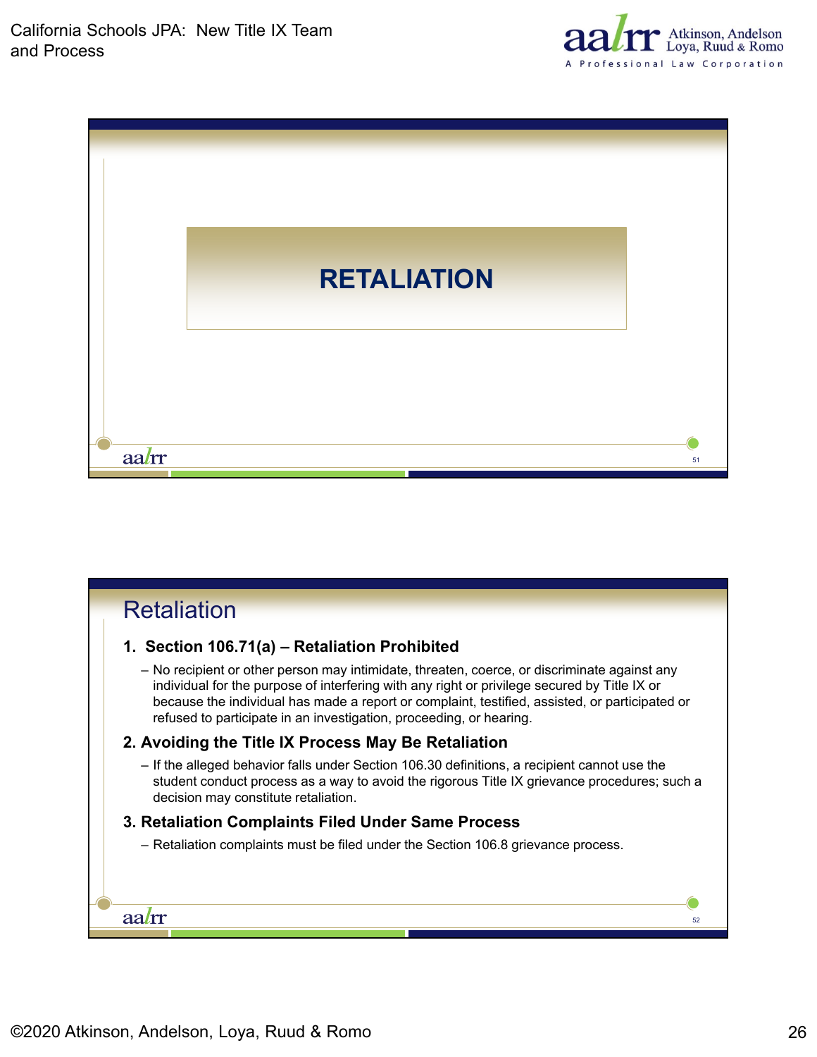# RETALIATION

## Retaliation

### 1. Section 106.71(a) – Retaliation Prohibited

– No recipient or other person may intimidate, threaten, coerce, or discriminate against any individual for the purpose of interfering with any right or privilege secured by Title IX or because the individual has made a report or complaint, testified, assisted, or participated or refused to participate in an investigation, proceeding, or hearing.

### 2. Avoiding the Title IX Process May Be Retaliation

– If the alleged behavior falls under Section 106.30 definitions, a recipient cannot use the student conduct process as a way to avoid the rigorous Title IX grievance procedures; such a decision may constitute retaliation.

### 3. Retaliation Complaints Filed Under Same Process

– Retaliation complaints must be filed under the Section 106.8 grievance process.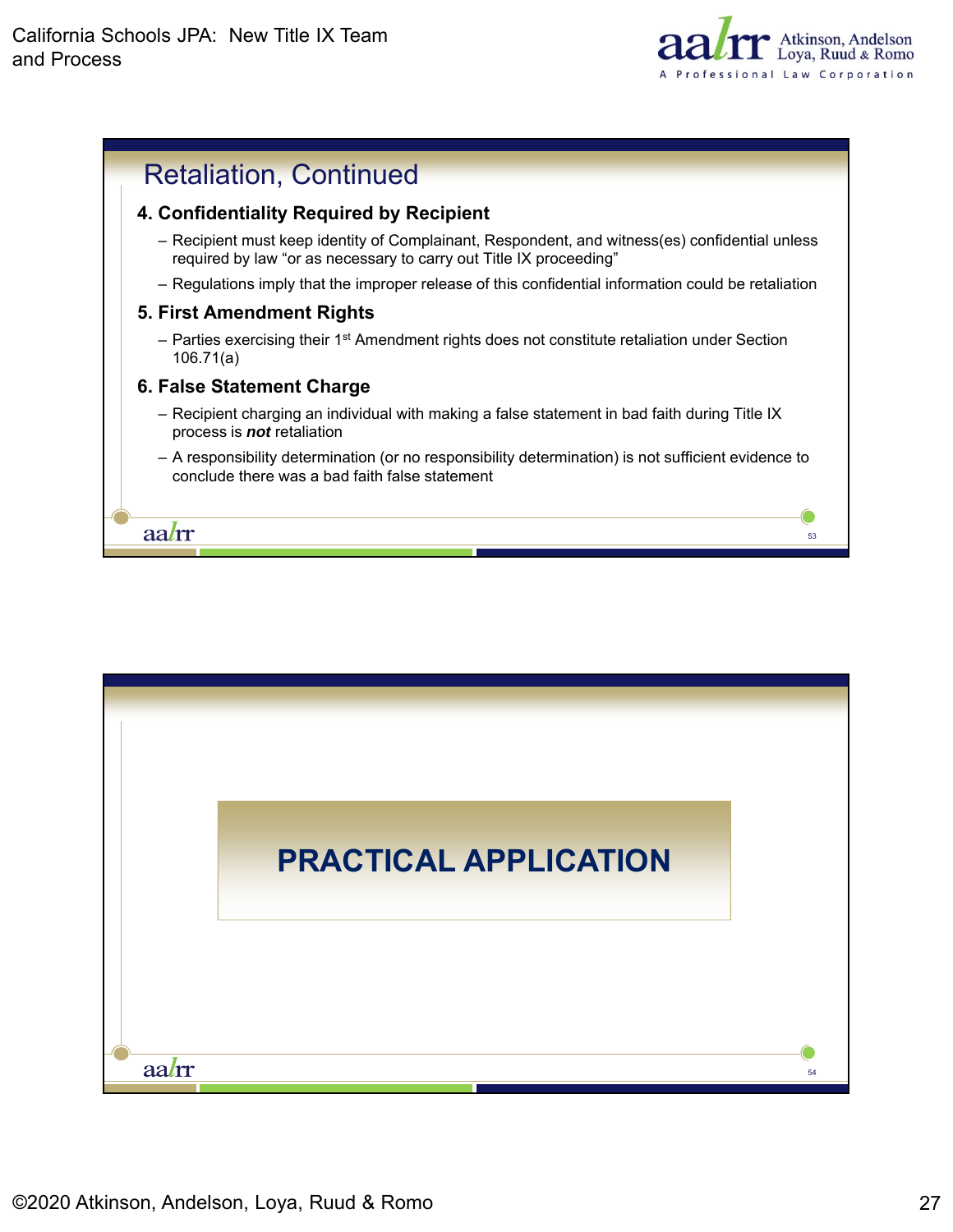## Retaliation, Continued

### 4. Confidentiality Required by Recipient

- Recipient must keep identity of Complainant, Respondent, and witness(es) confidential unless required by law "or as necessary to carry out Title IX proceeding"
- Regulations imply that the improper release of this confidential information could be retaliation

### 5. First Amendment Rights

- Parties exercising their 1st Amendment rights does not constitute retaliation under Section 106.71(a)

### 6. False Statement Charge

- Recipient charging an individual with making a false statement in bad faith during Title IX process is ***not*** retaliation
- A responsibility determination (or no responsibility determination) is not sufficient evidence to conclude there was a bad faith false statement

## PRACTICAL APPLICATION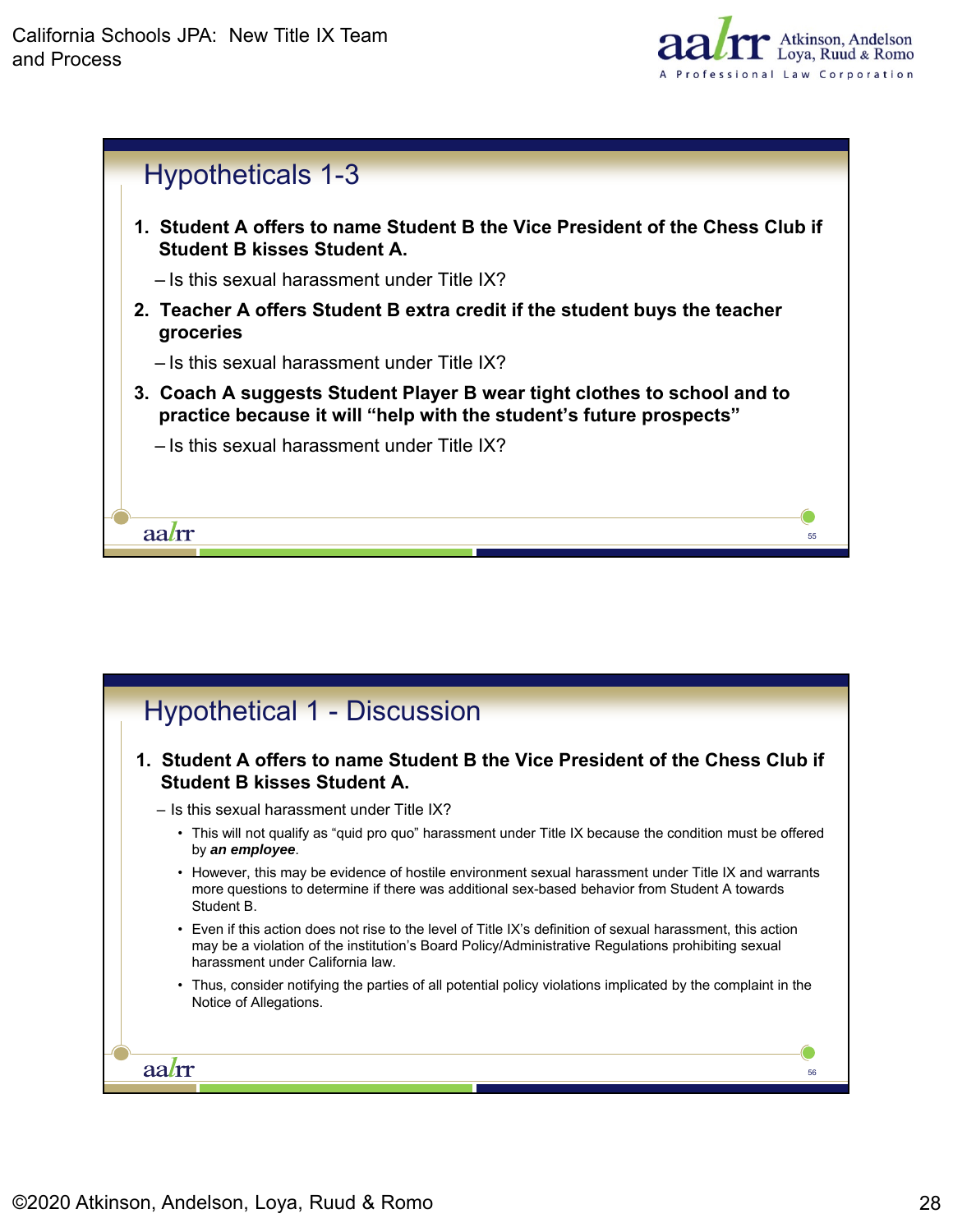## Hypotheticals 1-3

1. **Student A offers to name Student B the Vice President of the Chess Club if Student B kisses Student A.**
   - Is this sexual harassment under Title IX?
2. **Teacher A offers Student B extra credit if the student buys the teacher groceries**
   - Is this sexual harassment under Title IX?
3. **Coach A suggests Student Player B wear tight clothes to school and to practice because it will "help with the student's future prospects"**
   - Is this sexual harassment under Title IX?

## Hypothetical 1 - Discussion

1. **Student A offers to name Student B the Vice President of the Chess Club if Student B kisses Student A.**
   - Is this sexual harassment under Title IX?
     - This will not qualify as "quid pro quo" harassment under Title IX because the condition must be offered by ***an employee***.
     - However, this may be evidence of hostile environment sexual harassment under Title IX and warrants more questions to determine if there was additional sex-based behavior from Student A towards Student B.
     - Even if this action does not rise to the level of Title IX's definition of sexual harassment, this action may be a violation of the institution's Board Policy/Administrative Regulations prohibiting sexual harassment under California law.
     - Thus, consider notifying the parties of all potential policy violations implicated by the complaint in the Notice of Allegations.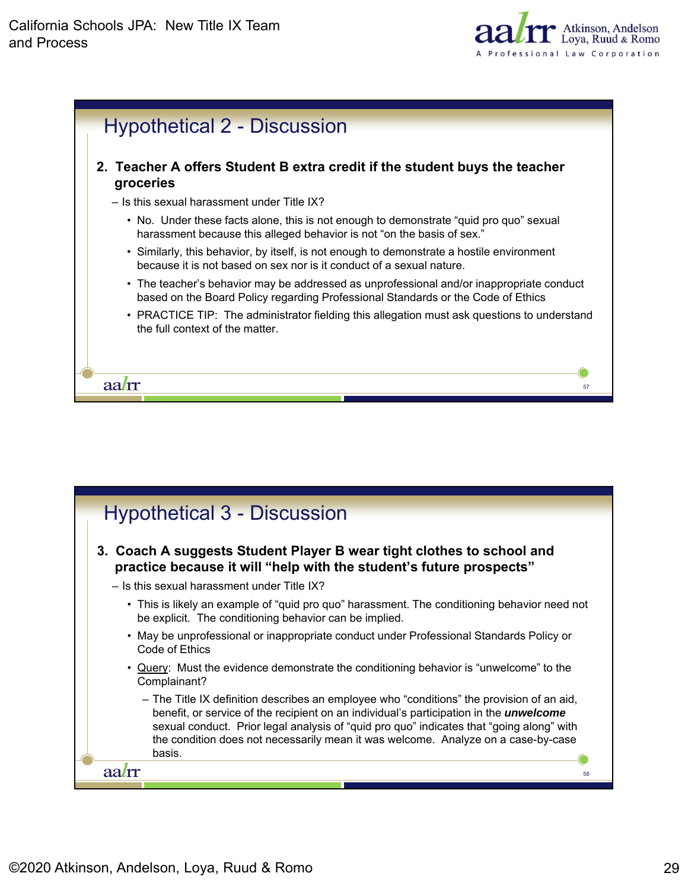## Hypothetical 2 - Discussion

**2. Teacher A offers Student B extra credit if the student buys the teacher groceries**

– Is this sexual harassment under Title IX?

- No. Under these facts alone, this is not enough to demonstrate “quid pro quo” sexual harassment because this alleged behavior is not “on the basis of sex.”
- Similarly, this behavior, by itself, is not enough to demonstrate a hostile environment because it is not based on sex nor is it conduct of a sexual nature.
- The teacher’s behavior may be addressed as unprofessional and/or inappropriate conduct based on the Board Policy regarding Professional Standards or the Code of Ethics
- PRACTICE TIP: The administrator fielding this allegation must ask questions to understand the full context of the matter.

## Hypothetical 3 - Discussion

**3. Coach A suggests Student Player B wear tight clothes to school and practice because it will “help with the student’s future prospects”**

– Is this sexual harassment under Title IX?

- This is likely an example of “quid pro quo” harassment. The conditioning behavior need not be explicit. The conditioning behavior can be implied.
- May be unprofessional or inappropriate conduct under Professional Standards Policy or Code of Ethics
- Query: Must the evidence demonstrate the conditioning behavior is “unwelcome” to the Complainant?
  – The Title IX definition describes an employee who “conditions” the provision of an aid, benefit, or service of the recipient on an individual’s participation in the ***unwelcome*** sexual conduct. Prior legal analysis of “quid pro quo” indicates that “going along” with the condition does not necessarily mean it was welcome. Analyze on a case-by-case basis.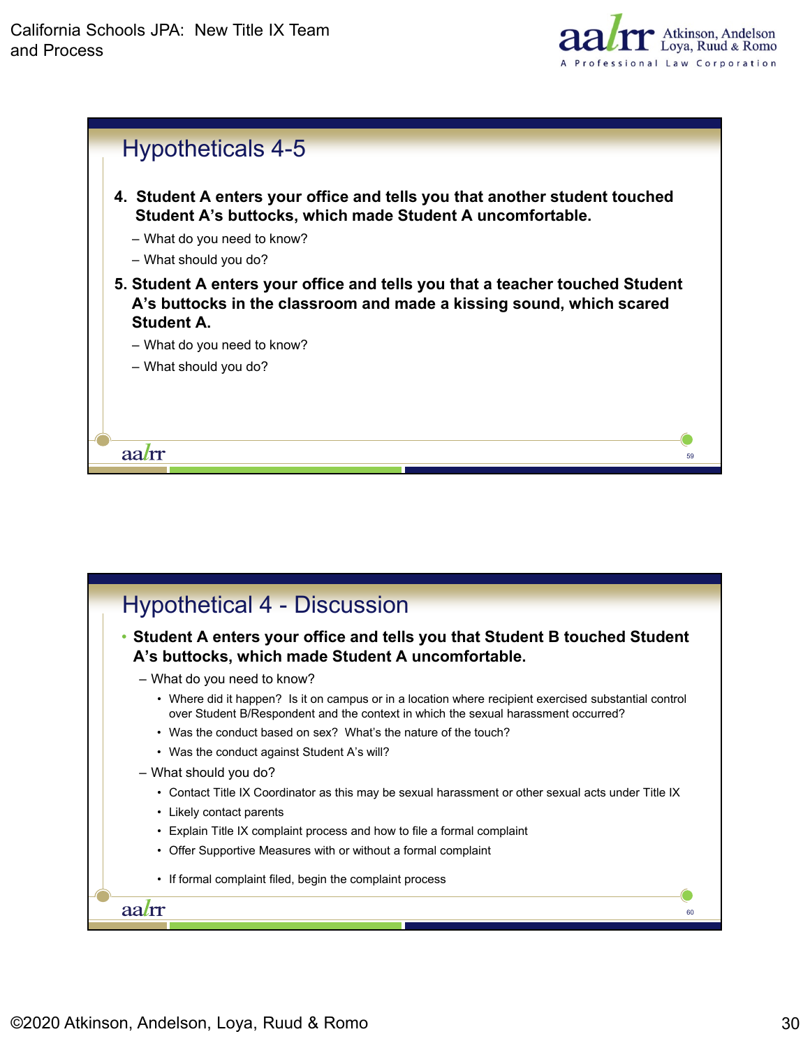## Hypotheticals 4-5

**4. Student A enters your office and tells you that another student touched Student A's buttocks, which made Student A uncomfortable.**

- What do you need to know?
- What should you do?

**5. Student A enters your office and tells you that a teacher touched Student A's buttocks in the classroom and made a kissing sound, which scared Student A.**

- What do you need to know?
- What should you do?

## Hypothetical 4 - Discussion

- **Student A enters your office and tells you that Student B touched Student A's buttocks, which made Student A uncomfortable.**
  - What do you need to know?
    - Where did it happen? Is it on campus or in a location where recipient exercised substantial control over Student B/Respondent and the context in which the sexual harassment occurred?
    - Was the conduct based on sex? What's the nature of the touch?
    - Was the conduct against Student A's will?
  - What should you do?
    - Contact Title IX Coordinator as this may be sexual harassment or other sexual acts under Title IX
    - Likely contact parents
    - Explain Title IX complaint process and how to file a formal complaint
    - Offer Supportive Measures with or without a formal complaint
    - If formal complaint filed, begin the complaint process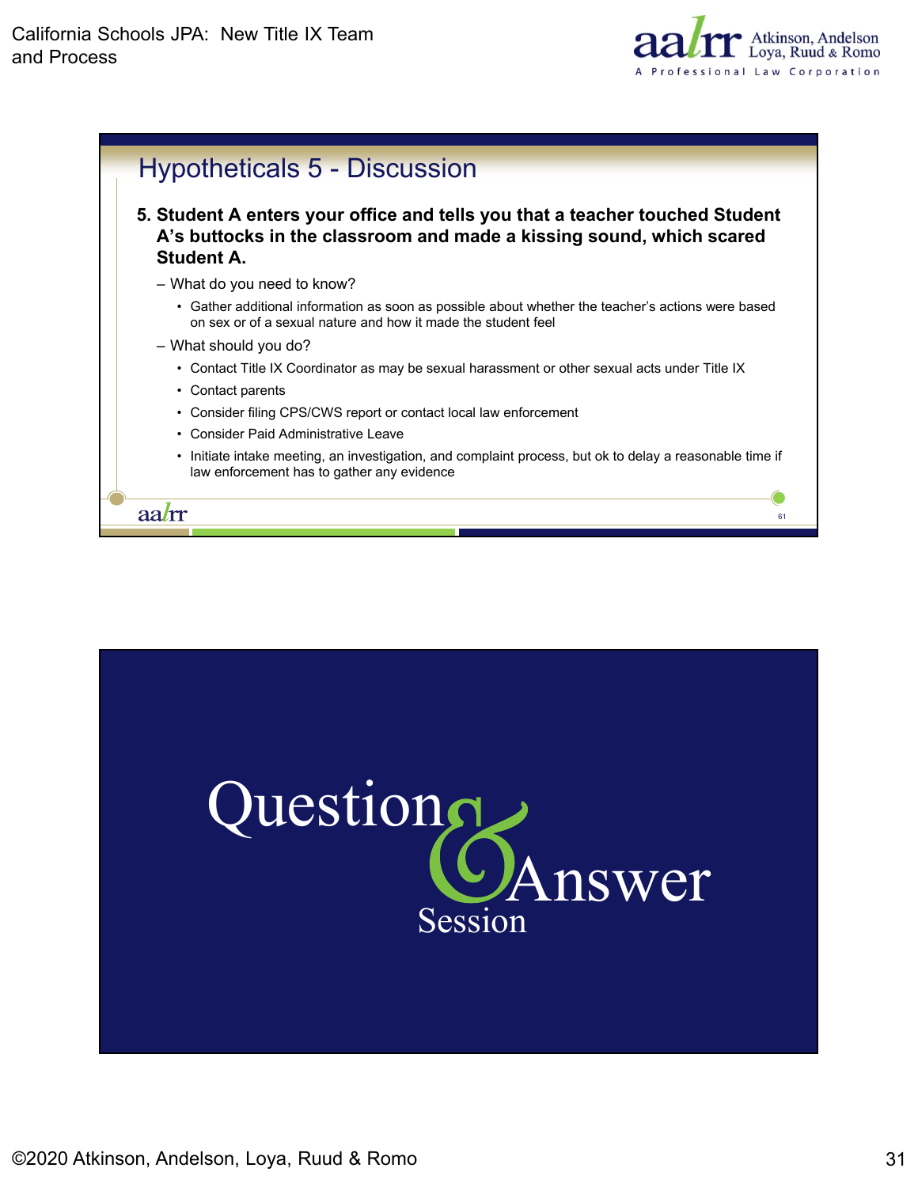## Hypotheticals 5 - Discussion

**5. Student A enters your office and tells you that a teacher touched Student A's buttocks in the classroom and made a kissing sound, which scared Student A.**

- What do you need to know?
  - Gather additional information as soon as possible about whether the teacher's actions were based on sex or of a sexual nature and how it made the student feel
- What should you do?
  - Contact Title IX Coordinator as may be sexual harassment or other sexual acts under Title IX
  - Contact parents
  - Consider filing CPS/CWS report or contact local law enforcement
  - Consider Paid Administrative Leave
  - Initiate intake meeting, an investigation, and complaint process, but ok to delay a reasonable time if law enforcement has to gather any evidence

## Question & Answer Session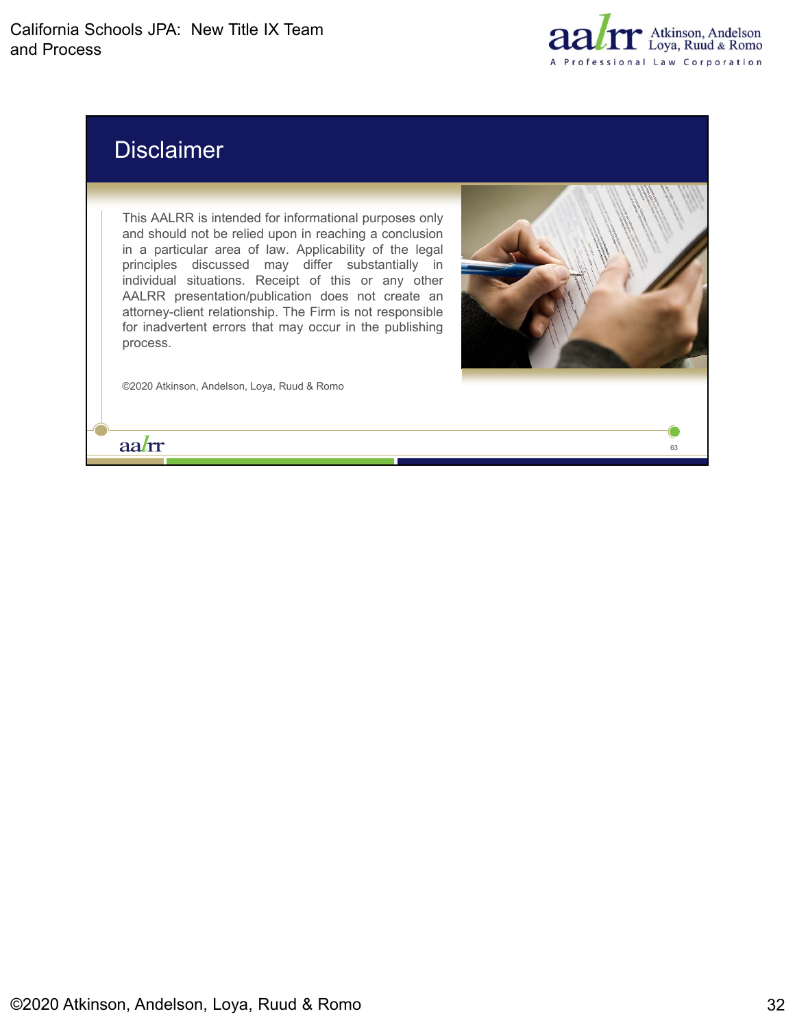## Disclaimer

This AALRR is intended for informational purposes only and should not be relied upon in reaching a conclusion in a particular area of law. Applicability of the legal principles discussed may differ substantially in individual situations. Receipt of this or any other AALRR presentation/publication does not create an attorney-client relationship. The Firm is not responsible for inadvertent errors that may occur in the publishing process.

©2020 Atkinson, Andelson, Loya, Ruud & Romo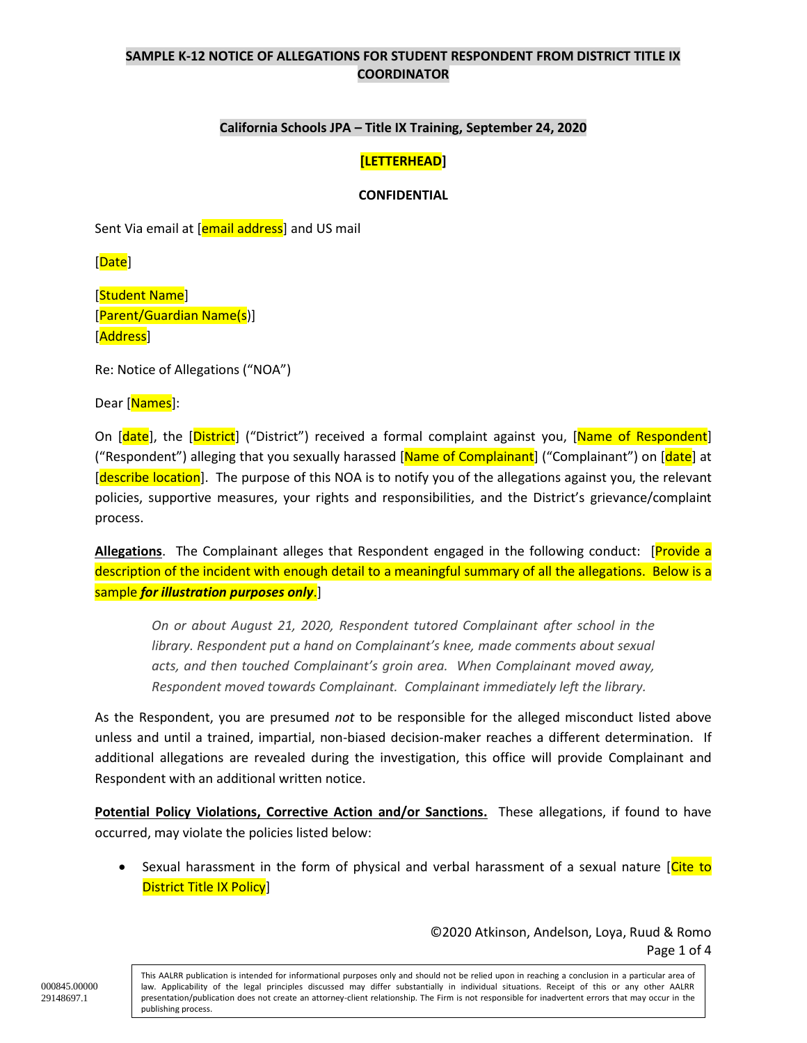**SAMPLE K-12 NOTICE OF ALLEGATIONS FOR STUDENT RESPONDENT FROM DISTRICT TITLE IX COORDINATOR**

**California Schools JPA – Title IX Training, September 24, 2020**

**[LETTERHEAD]**

**CONFIDENTIAL**

Sent Via email at [email address] and US mail

[Date]

[Student Name]
[Parent/Guardian Name(s)]
[Address]

Re: Notice of Allegations ("NOA")

Dear [Names]:

On [date], the [District] ("District") received a formal complaint against you, [Name of Respondent] ("Respondent") alleging that you sexually harassed [Name of Complainant] ("Complainant") on [date] at [describe location]. The purpose of this NOA is to notify you of the allegations against you, the relevant policies, supportive measures, your rights and responsibilities, and the District's grievance/complaint process.

**Allegations**. The Complainant alleges that Respondent engaged in the following conduct: [Provide a description of the incident with enough detail to a meaningful summary of all the allegations. Below is a sample ***for illustration purposes only***.]

> *On or about August 21, 2020, Respondent tutored Complainant after school in the library. Respondent put a hand on Complainant's knee, made comments about sexual acts, and then touched Complainant's groin area. When Complainant moved away, Respondent moved towards Complainant. Complainant immediately left the library.*

As the Respondent, you are presumed *not* to be responsible for the alleged misconduct listed above unless and until a trained, impartial, non-biased decision-maker reaches a different determination. If additional allegations are revealed during the investigation, this office will provide Complainant and Respondent with an additional written notice.

**Potential Policy Violations, Corrective Action and/or Sanctions.** These allegations, if found to have occurred, may violate the policies listed below:

- Sexual harassment in the form of physical and verbal harassment of a sexual nature [Cite to District Title IX Policy]

©2020 Atkinson, Andelson, Loya, Ruud & Romo

000845.00000
29148697.1

This AALRR publication is intended for informational purposes only and should not be relied upon in reaching a conclusion in a particular area of law. Applicability of the legal principles discussed may differ substantially in individual situations. Receipt of this or any other AALRR presentation/publication does not create an attorney-client relationship. The Firm is not responsible for inadvertent errors that may occur in the publishing process.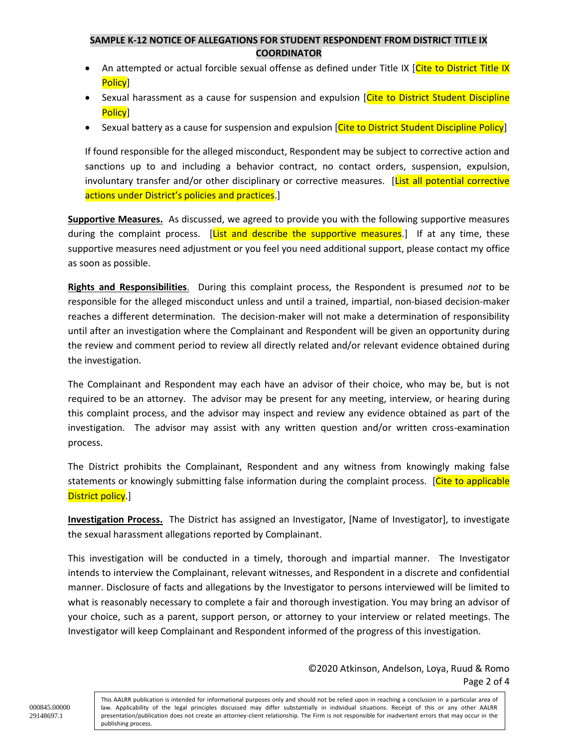- An attempted or actual forcible sexual offense as defined under Title IX [Cite to District Title IX Policy]
- Sexual harassment as a cause for suspension and expulsion [Cite to District Student Discipline Policy]
- Sexual battery as a cause for suspension and expulsion [Cite to District Student Discipline Policy]

If found responsible for the alleged misconduct, Respondent may be subject to corrective action and sanctions up to and including a behavior contract, no contact orders, suspension, expulsion, involuntary transfer and/or other disciplinary or corrective measures. [List all potential corrective actions under District's policies and practices.]

**Supportive Measures.** As discussed, we agreed to provide you with the following supportive measures during the complaint process. [List and describe the supportive measures.] If at any time, these supportive measures need adjustment or you feel you need additional support, please contact my office as soon as possible.

**Rights and Responsibilities**. During this complaint process, the Respondent is presumed *not* to be responsible for the alleged misconduct unless and until a trained, impartial, non-biased decision-maker reaches a different determination. The decision-maker will not make a determination of responsibility until after an investigation where the Complainant and Respondent will be given an opportunity during the review and comment period to review all directly related and/or relevant evidence obtained during the investigation.

The Complainant and Respondent may each have an advisor of their choice, who may be, but is not required to be an attorney. The advisor may be present for any meeting, interview, or hearing during this complaint process, and the advisor may inspect and review any evidence obtained as part of the investigation. The advisor may assist with any written question and/or written cross-examination process.

The District prohibits the Complainant, Respondent and any witness from knowingly making false statements or knowingly submitting false information during the complaint process. [Cite to applicable District policy.]

**Investigation Process.** The District has assigned an Investigator, [Name of Investigator], to investigate the sexual harassment allegations reported by Complainant.

This investigation will be conducted in a timely, thorough and impartial manner. The Investigator intends to interview the Complainant, relevant witnesses, and Respondent in a discrete and confidential manner. Disclosure of facts and allegations by the Investigator to persons interviewed will be limited to what is reasonably necessary to complete a fair and thorough investigation. You may bring an advisor of your choice, such as a parent, support person, or attorney to your interview or related meetings. The Investigator will keep Complainant and Respondent informed of the progress of this investigation.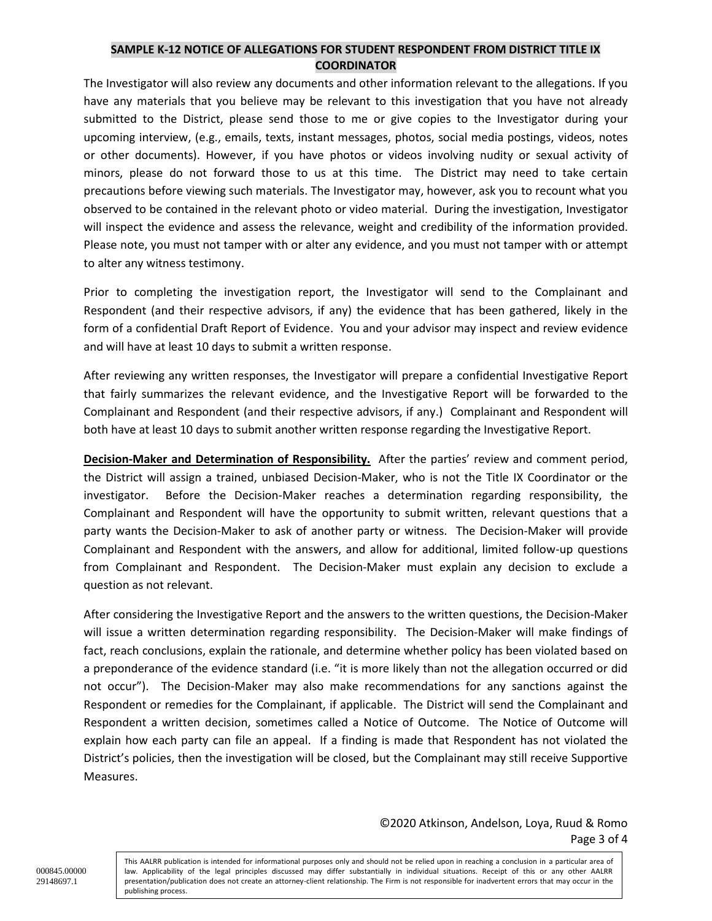The Investigator will also review any documents and other information relevant to the allegations. If you have any materials that you believe may be relevant to this investigation that you have not already submitted to the District, please send those to me or give copies to the Investigator during your upcoming interview, (e.g., emails, texts, instant messages, photos, social media postings, videos, notes or other documents). However, if you have photos or videos involving nudity or sexual activity of minors, please do not forward those to us at this time. The District may need to take certain precautions before viewing such materials. The Investigator may, however, ask you to recount what you observed to be contained in the relevant photo or video material. During the investigation, Investigator will inspect the evidence and assess the relevance, weight and credibility of the information provided. Please note, you must not tamper with or alter any evidence, and you must not tamper with or attempt to alter any witness testimony.

Prior to completing the investigation report, the Investigator will send to the Complainant and Respondent (and their respective advisors, if any) the evidence that has been gathered, likely in the form of a confidential Draft Report of Evidence. You and your advisor may inspect and review evidence and will have at least 10 days to submit a written response.

After reviewing any written responses, the Investigator will prepare a confidential Investigative Report that fairly summarizes the relevant evidence, and the Investigative Report will be forwarded to the Complainant and Respondent (and their respective advisors, if any.) Complainant and Respondent will both have at least 10 days to submit another written response regarding the Investigative Report.

**Decision-Maker and Determination of Responsibility.** After the parties' review and comment period, the District will assign a trained, unbiased Decision-Maker, who is not the Title IX Coordinator or the investigator. Before the Decision-Maker reaches a determination regarding responsibility, the Complainant and Respondent will have the opportunity to submit written, relevant questions that a party wants the Decision-Maker to ask of another party or witness. The Decision-Maker will provide Complainant and Respondent with the answers, and allow for additional, limited follow-up questions from Complainant and Respondent. The Decision-Maker must explain any decision to exclude a question as not relevant.

After considering the Investigative Report and the answers to the written questions, the Decision-Maker will issue a written determination regarding responsibility. The Decision-Maker will make findings of fact, reach conclusions, explain the rationale, and determine whether policy has been violated based on a preponderance of the evidence standard (i.e. "it is more likely than not the allegation occurred or did not occur"). The Decision-Maker may also make recommendations for any sanctions against the Respondent or remedies for the Complainant, if applicable. The District will send the Complainant and Respondent a written decision, sometimes called a Notice of Outcome. The Notice of Outcome will explain how each party can file an appeal. If a finding is made that Respondent has not violated the District's policies, then the investigation will be closed, but the Complainant may still receive Supportive Measures.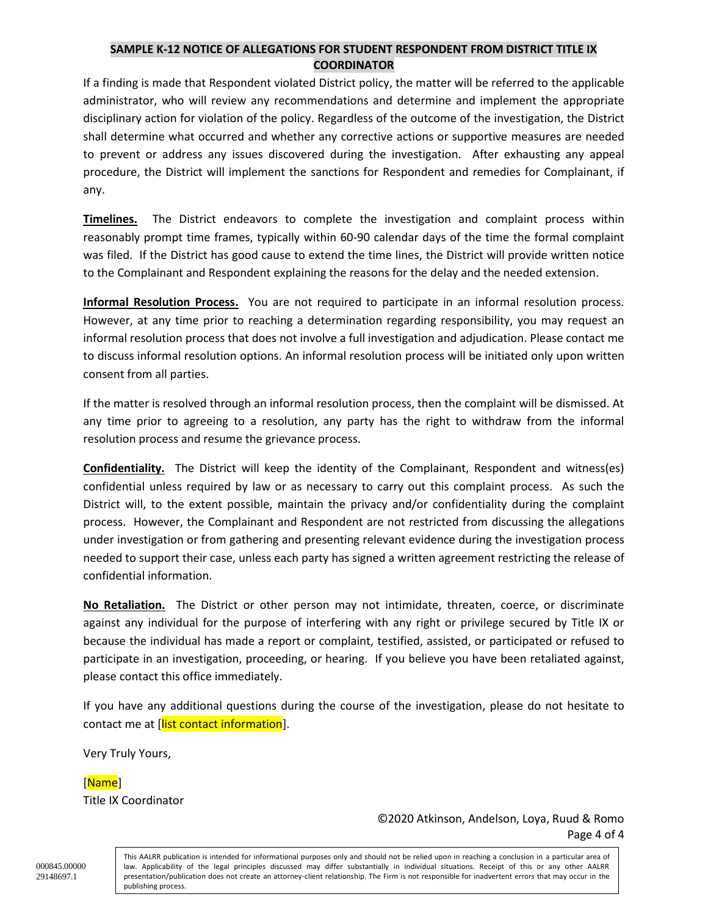**SAMPLE K-12 NOTICE OF ALLEGATIONS FOR STUDENT RESPONDENT FROM DISTRICT TITLE IX COORDINATOR**

If a finding is made that Respondent violated District policy, the matter will be referred to the applicable administrator, who will review any recommendations and determine and implement the appropriate disciplinary action for violation of the policy. Regardless of the outcome of the investigation, the District shall determine what occurred and whether any corrective actions or supportive measures are needed to prevent or address any issues discovered during the investigation. After exhausting any appeal procedure, the District will implement the sanctions for Respondent and remedies for Complainant, if any.

**Timelines.** The District endeavors to complete the investigation and complaint process within reasonably prompt time frames, typically within 60-90 calendar days of the time the formal complaint was filed. If the District has good cause to extend the time lines, the District will provide written notice to the Complainant and Respondent explaining the reasons for the delay and the needed extension.

**Informal Resolution Process.** You are not required to participate in an informal resolution process. However, at any time prior to reaching a determination regarding responsibility, you may request an informal resolution process that does not involve a full investigation and adjudication. Please contact me to discuss informal resolution options. An informal resolution process will be initiated only upon written consent from all parties.

If the matter is resolved through an informal resolution process, then the complaint will be dismissed. At any time prior to agreeing to a resolution, any party has the right to withdraw from the informal resolution process and resume the grievance process.

**Confidentiality.** The District will keep the identity of the Complainant, Respondent and witness(es) confidential unless required by law or as necessary to carry out this complaint process. As such the District will, to the extent possible, maintain the privacy and/or confidentiality during the complaint process. However, the Complainant and Respondent are not restricted from discussing the allegations under investigation or from gathering and presenting relevant evidence during the investigation process needed to support their case, unless each party has signed a written agreement restricting the release of confidential information.

**No Retaliation.** The District or other person may not intimidate, threaten, coerce, or discriminate against any individual for the purpose of interfering with any right or privilege secured by Title IX or because the individual has made a report or complaint, testified, assisted, or participated or refused to participate in an investigation, proceeding, or hearing. If you believe you have been retaliated against, please contact this office immediately.

If you have any additional questions during the course of the investigation, please do not hesitate to contact me at [list contact information].

Very Truly Yours,

[Name]
Title IX Coordinator

©2020 Atkinson, Andelson, Loya, Ruud & Romo

This AALRR publication is intended for informational purposes only and should not be relied upon in reaching a conclusion in a particular area of law. Applicability of the legal principles discussed may differ substantially in individual situations. Receipt of this or any other AALRR presentation/publication does not create an attorney-client relationship. The Firm is not responsible for inadvertent errors that may occur in the publishing process.

000845.00000
29148697.1